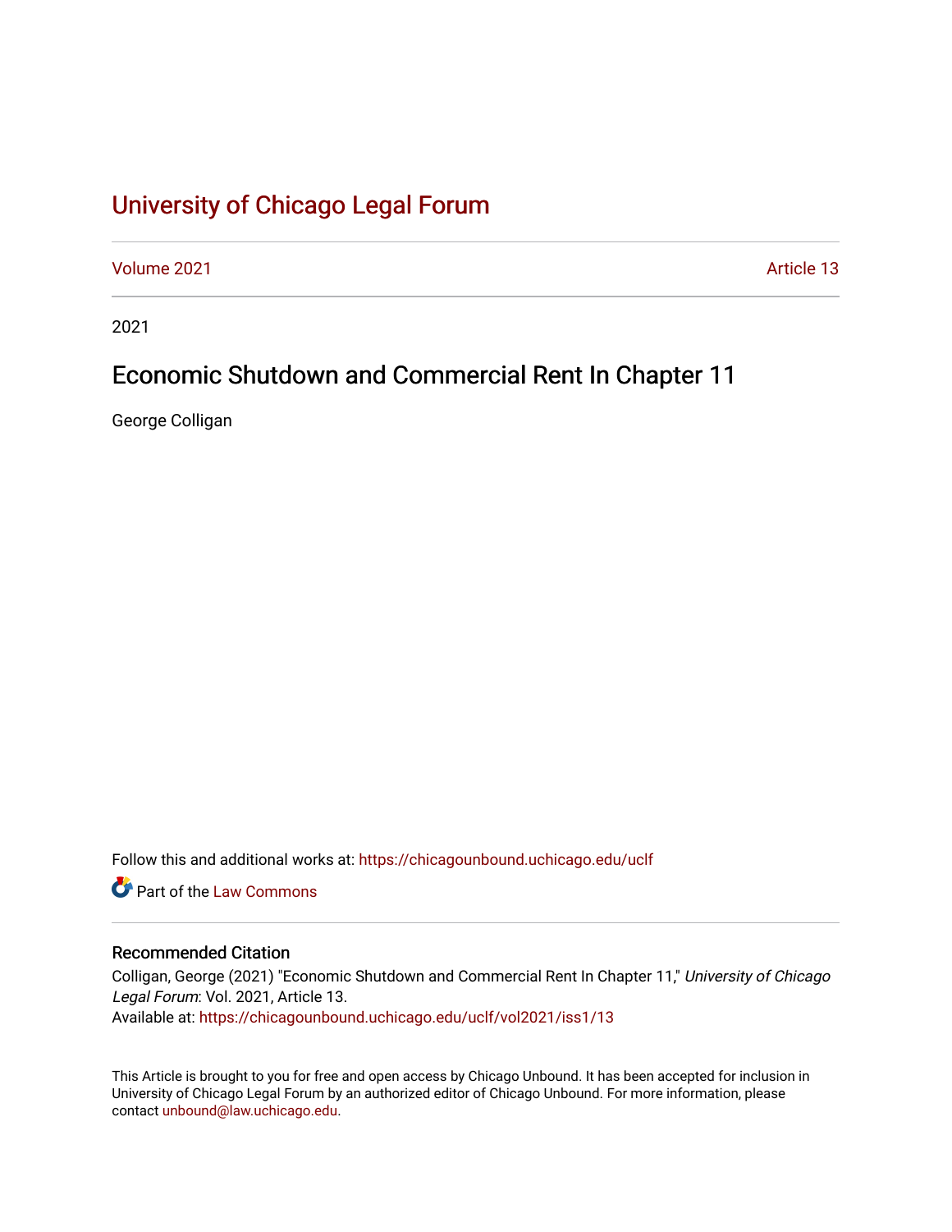# University of Chicago Legal Forum

Volume 2021 | Article 13

2021

## Economic Shutdown and Commercial Rent In Chapter 11

George Colligan

Follow this and additional works at: https://chicagounbound.uchicago.edu/uclf

Part of the Law Commons

### Recommended Citation

Colligan, George (2021) "Economic Shutdown and Commercial Rent In Chapter 11," *University of Chicago Legal Forum*: Vol. 2021, Article 13.
Available at: https://chicagounbound.uchicago.edu/uclf/vol2021/iss1/13

This Article is brought to you for free and open access by Chicago Unbound. It has been accepted for inclusion in University of Chicago Legal Forum by an authorized editor of Chicago Unbound. For more information, please contact unbound@law.uchicago.edu.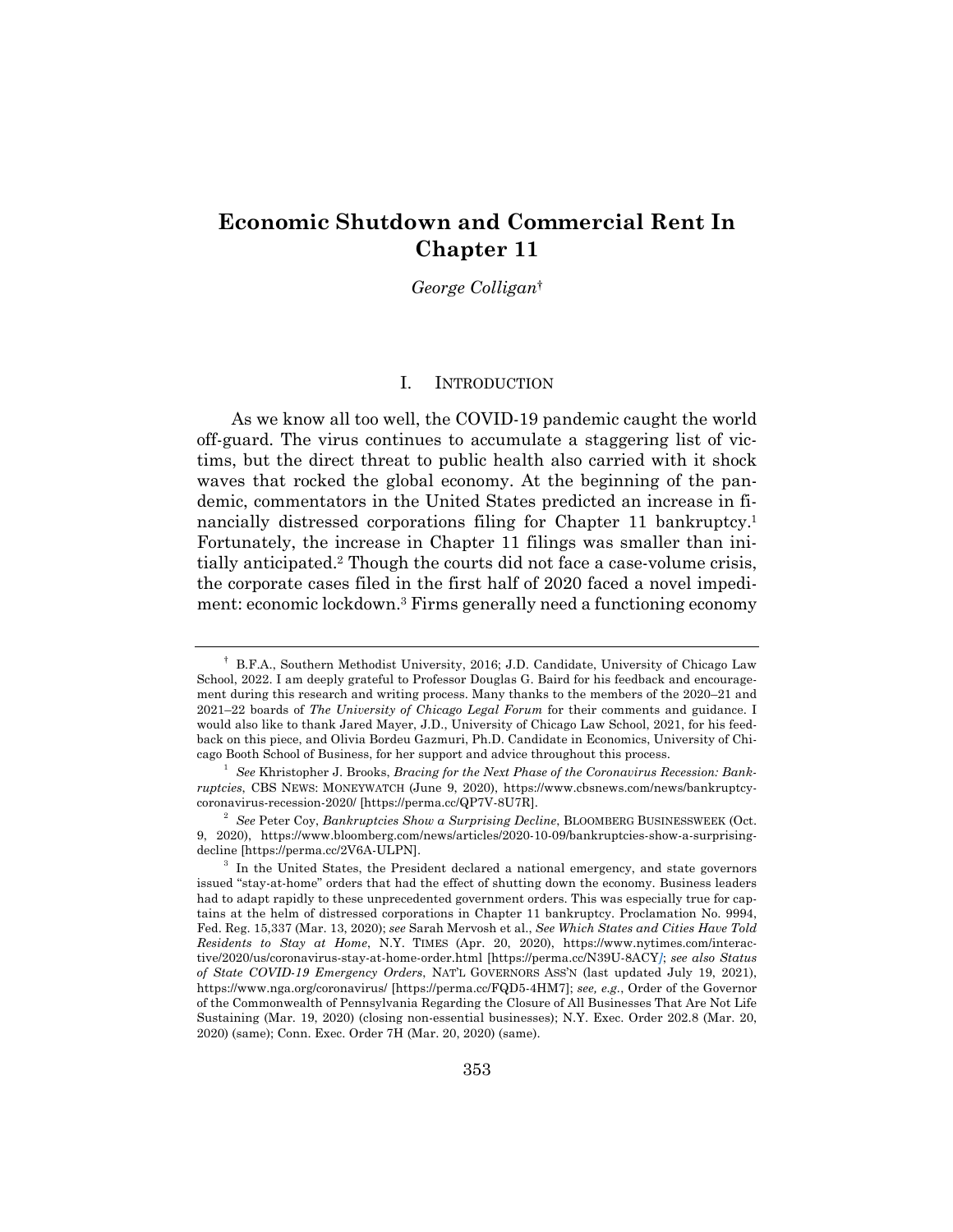# Economic Shutdown and Commercial Rent In Chapter 11

*George Colligan*[†]

## I. Introduction

As we know all too well, the COVID-19 pandemic caught the world off-guard. The virus continues to accumulate a staggering list of victims, but the direct threat to public health also carried with it shock waves that rocked the global economy. At the beginning of the pandemic, commentators in the United States predicted an increase in financially distressed corporations filing for Chapter 11 bankruptcy.[1] Fortunately, the increase in Chapter 11 filings was smaller than initially anticipated.[2] Though the courts did not face a case-volume crisis, the corporate cases filed in the first half of 2020 faced a novel impediment: economic lockdown.[3] Firms generally need a functioning economy

---

[†] B.F.A., Southern Methodist University, 2016; J.D. Candidate, University of Chicago Law School, 2022. I am deeply grateful to Professor Douglas G. Baird for his feedback and encouragement during this research and writing process. Many thanks to the members of the 2020–21 and 2021–22 boards of *The University of Chicago Legal Forum* for their comments and guidance. I would also like to thank Jared Mayer, J.D., University of Chicago Law School, 2021, for his feedback on this piece, and Olivia Bordeu Gazmuri, Ph.D. Candidate in Economics, University of Chicago Booth School of Business, for her support and advice throughout this process.

[1] *See* Khristopher J. Brooks, *Bracing for the Next Phase of the Coronavirus Recession: Bankruptcies*, CBS NEWS: MONEYWATCH (June 9, 2020), https://www.cbsnews.com/news/bankruptcy-coronavirus-recession-2020/ [https://perma.cc/QP7V-8U7R].

[2] *See* Peter Coy, *Bankruptcies Show a Surprising Decline*, BLOOMBERG BUSINESSWEEK (Oct. 9, 2020), https://www.bloomberg.com/news/articles/2020-10-09/bankruptcies-show-a-surprising-decline [https://perma.cc/2V6A-ULPN].

[3] In the United States, the President declared a national emergency, and state governors issued "stay-at-home" orders that had the effect of shutting down the economy. Business leaders had to adapt rapidly to these unprecedented government orders. This was especially true for captains at the helm of distressed corporations in Chapter 11 bankruptcy. Proclamation No. 9994, Fed. Reg. 15,337 (Mar. 13, 2020); *see* Sarah Mervosh et al., *See Which States and Cities Have Told Residents to Stay at Home*, N.Y. TIMES (Apr. 20, 2020), https://www.nytimes.com/interactive/2020/us/coronavirus-stay-at-home-order.html [https://perma.cc/N39U-8ACY]; *see also Status of State COVID-19 Emergency Orders*, NAT'L GOVERNORS ASS'N (last updated July 19, 2021), https://www.nga.org/coronavirus/ [https://perma.cc/FQD5-4HM7]; *see, e.g.*, Order of the Governor of the Commonwealth of Pennsylvania Regarding the Closure of All Businesses That Are Not Life Sustaining (Mar. 19, 2020) (closing non-essential businesses); N.Y. Exec. Order 202.8 (Mar. 20, 2020) (same); Conn. Exec. Order 7H (Mar. 20, 2020) (same).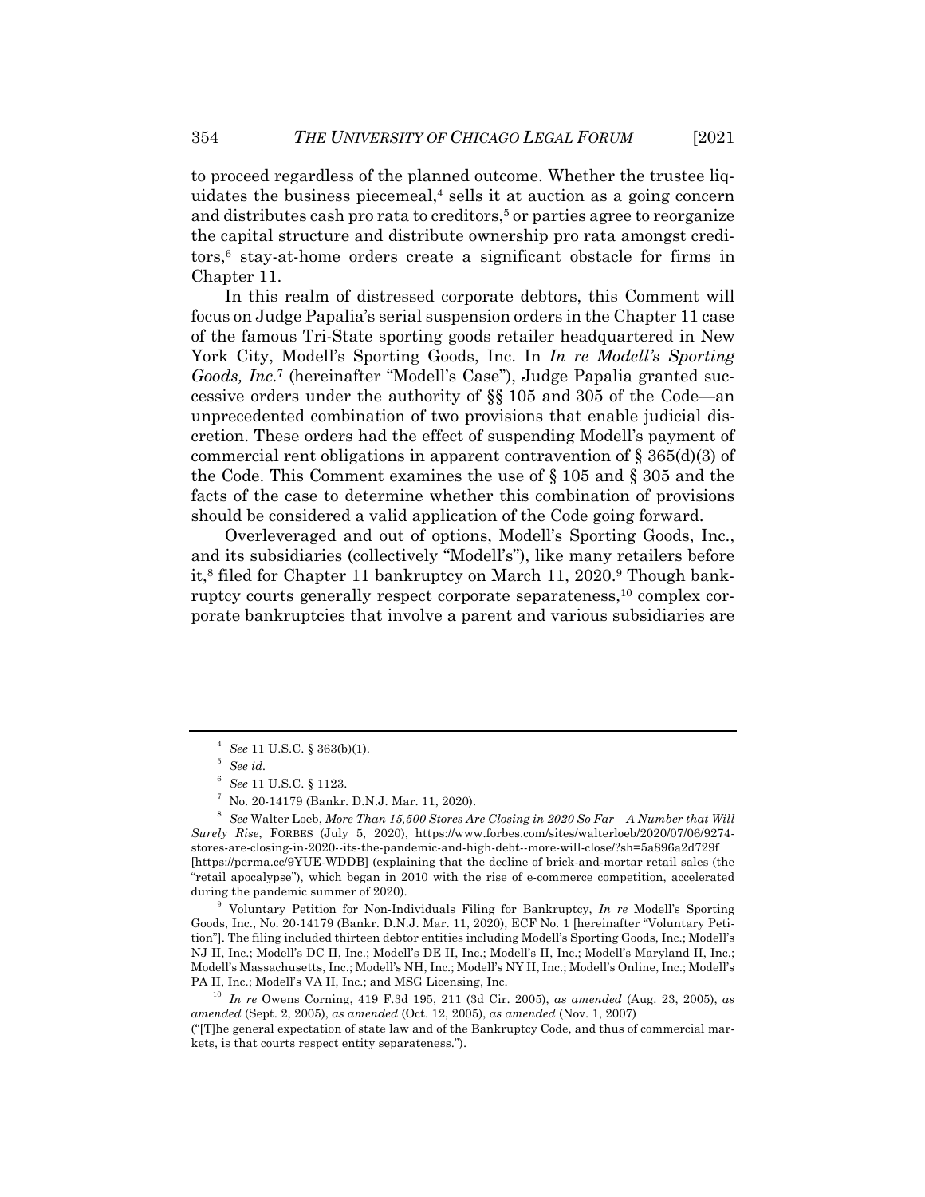to proceed regardless of the planned outcome. Whether the trustee liquidates the business piecemeal,[4] sells it at auction as a going concern and distributes cash pro rata to creditors,[5] or parties agree to reorganize the capital structure and distribute ownership pro rata amongst creditors,[6] stay-at-home orders create a significant obstacle for firms in Chapter 11.

In this realm of distressed corporate debtors, this Comment will focus on Judge Papalia's serial suspension orders in the Chapter 11 case of the famous Tri-State sporting goods retailer headquartered in New York City, Modell's Sporting Goods, Inc. In *In re Modell's Sporting Goods, Inc.*[7] (hereinafter "Modell's Case"), Judge Papalia granted successive orders under the authority of §§ 105 and 305 of the Code—an unprecedented combination of two provisions that enable judicial discretion. These orders had the effect of suspending Modell's payment of commercial rent obligations in apparent contravention of § 365(d)(3) of the Code. This Comment examines the use of § 105 and § 305 and the facts of the case to determine whether this combination of provisions should be considered a valid application of the Code going forward.

Overleveraged and out of options, Modell's Sporting Goods, Inc., and its subsidiaries (collectively "Modell's"), like many retailers before it,[8] filed for Chapter 11 bankruptcy on March 11, 2020.[9] Though bankruptcy courts generally respect corporate separateness,[10] complex corporate bankruptcies that involve a parent and various subsidiaries are

---

[4] *See* 11 U.S.C. § 363(b)(1).

[5] *See id.*

[6] *See* 11 U.S.C. § 1123.

[7] No. 20-14179 (Bankr. D.N.J. Mar. 11, 2020).

[8] *See* Walter Loeb, *More Than 15,500 Stores Are Closing in 2020 So Far—A Number that Will Surely Rise*, FORBES (July 5, 2020), https://www.forbes.com/sites/walterloeb/2020/07/06/9274-stores-are-closing-in-2020--its-the-pandemic-and-high-debt--more-will-close/?sh=5a896a2d729f [https://perma.cc/9YUE-WDDB] (explaining that the decline of brick-and-mortar retail sales (the "retail apocalypse"), which began in 2010 with the rise of e-commerce competition, accelerated during the pandemic summer of 2020).

[9] Voluntary Petition for Non-Individuals Filing for Bankruptcy, *In re* Modell's Sporting Goods, Inc., No. 20-14179 (Bankr. D.N.J. Mar. 11, 2020), ECF No. 1 [hereinafter "Voluntary Petition"]. The filing included thirteen debtor entities including Modell's Sporting Goods, Inc.; Modell's NJ II, Inc.; Modell's DC II, Inc.; Modell's DE II, Inc.; Modell's II, Inc.; Modell's Maryland II, Inc.; Modell's Massachusetts, Inc.; Modell's NH, Inc.; Modell's NY II, Inc.; Modell's Online, Inc.; Modell's PA II, Inc.; Modell's VA II, Inc.; and MSG Licensing, Inc.

[10] *In re* Owens Corning, 419 F.3d 195, 211 (3d Cir. 2005), *as amended* (Aug. 23, 2005), *as amended* (Sept. 2, 2005), *as amended* (Oct. 12, 2005), *as amended* (Nov. 1, 2007) ("[T]he general expectation of state law and of the Bankruptcy Code, and thus of commercial markets, is that courts respect entity separateness.").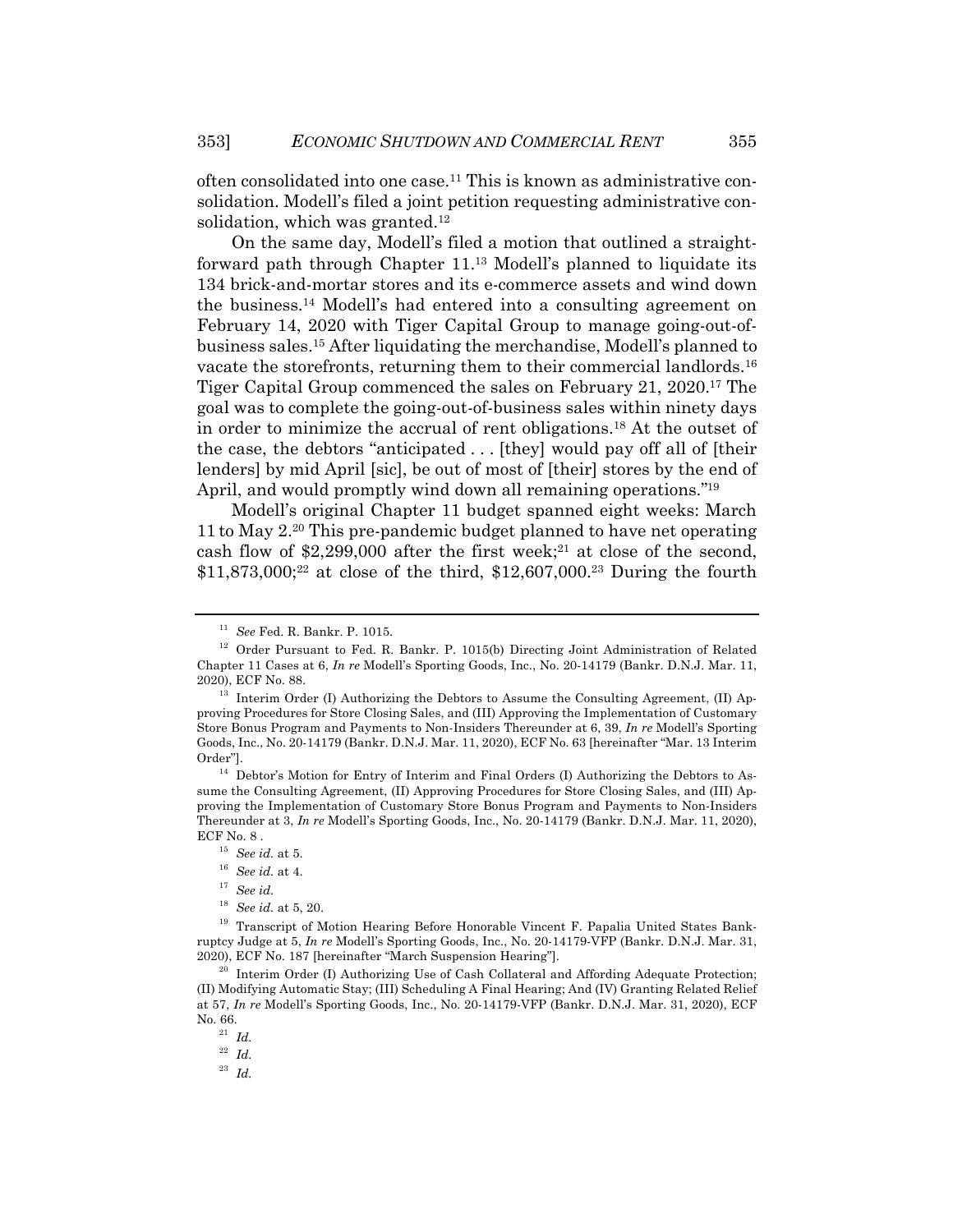often consolidated into one case.[11] This is known as administrative consolidation. Modell's filed a joint petition requesting administrative consolidation, which was granted.[12]

On the same day, Modell's filed a motion that outlined a straightforward path through Chapter 11.[13] Modell's planned to liquidate its 134 brick-and-mortar stores and its e-commerce assets and wind down the business.[14] Modell's had entered into a consulting agreement on February 14, 2020 with Tiger Capital Group to manage going-out-of-business sales.[15] After liquidating the merchandise, Modell's planned to vacate the storefronts, returning them to their commercial landlords.[16] Tiger Capital Group commenced the sales on February 21, 2020.[17] The goal was to complete the going-out-of-business sales within ninety days in order to minimize the accrual of rent obligations.[18] At the outset of the case, the debtors "anticipated . . . [they] would pay off all of [their lenders] by mid April [sic], be out of most of [their] stores by the end of April, and would promptly wind down all remaining operations."[19]

Modell's original Chapter 11 budget spanned eight weeks: March 11 to May 2.[20] This pre-pandemic budget planned to have net operating cash flow of $2,299,000 after the first week;[21] at close of the second, $11,873,000;[22] at close of the third, $12,607,000.[23] During the fourth

---

[11] *See* Fed. R. Bankr. P. 1015.

[12] Order Pursuant to Fed. R. Bankr. P. 1015(b) Directing Joint Administration of Related Chapter 11 Cases at 6, *In re* Modell's Sporting Goods, Inc., No. 20-14179 (Bankr. D.N.J. Mar. 11, 2020), ECF No. 88.

[13] Interim Order (I) Authorizing the Debtors to Assume the Consulting Agreement, (II) Approving Procedures for Store Closing Sales, and (III) Approving the Implementation of Customary Store Bonus Program and Payments to Non-Insiders Thereunder at 6, 39, *In re* Modell's Sporting Goods, Inc., No. 20-14179 (Bankr. D.N.J. Mar. 11, 2020), ECF No. 63 [hereinafter "Mar. 13 Interim Order"].

[14] Debtor's Motion for Entry of Interim and Final Orders (I) Authorizing the Debtors to Assume the Consulting Agreement, (II) Approving Procedures for Store Closing Sales, and (III) Approving the Implementation of Customary Store Bonus Program and Payments to Non-Insiders Thereunder at 3, *In re* Modell's Sporting Goods, Inc., No. 20-14179 (Bankr. D.N.J. Mar. 11, 2020), ECF No. 8 .

[15] *See id.* at 5.

[16] *See id.* at 4.

[17] *See id.*

[18] *See id.* at 5, 20.

[19] Transcript of Motion Hearing Before Honorable Vincent F. Papalia United States Bankruptcy Judge at 5, *In re* Modell's Sporting Goods, Inc., No. 20-14179-VFP (Bankr. D.N.J. Mar. 31, 2020), ECF No. 187 [hereinafter "March Suspension Hearing"].

[20] Interim Order (I) Authorizing Use of Cash Collateral and Affording Adequate Protection; (II) Modifying Automatic Stay; (III) Scheduling A Final Hearing; And (IV) Granting Related Relief at 57, *In re* Modell's Sporting Goods, Inc., No. 20-14179-VFP (Bankr. D.N.J. Mar. 31, 2020), ECF No. 66.

[21] *Id.*

[22] *Id.*

[23] *Id.*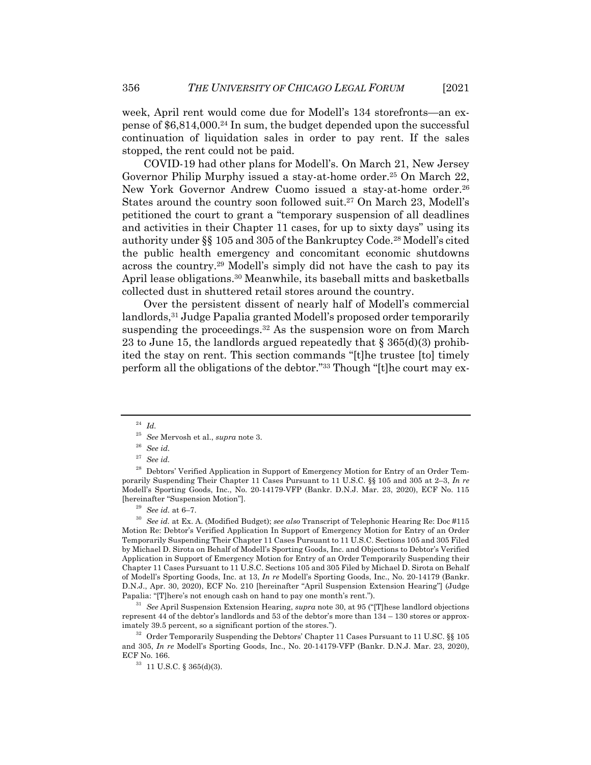week, April rent would come due for Modell's 134 storefronts—an expense of $6,814,000.[24] In sum, the budget depended upon the successful continuation of liquidation sales in order to pay rent. If the sales stopped, the rent could not be paid.

COVID-19 had other plans for Modell's. On March 21, New Jersey Governor Philip Murphy issued a stay-at-home order.[25] On March 22, New York Governor Andrew Cuomo issued a stay-at-home order.[26] States around the country soon followed suit.[27] On March 23, Modell's petitioned the court to grant a "temporary suspension of all deadlines and activities in their Chapter 11 cases, for up to sixty days" using its authority under §§ 105 and 305 of the Bankruptcy Code.[28] Modell's cited the public health emergency and concomitant economic shutdowns across the country.[29] Modell's simply did not have the cash to pay its April lease obligations.[30] Meanwhile, its baseball mitts and basketballs collected dust in shuttered retail stores around the country.

Over the persistent dissent of nearly half of Modell's commercial landlords,[31] Judge Papalia granted Modell's proposed order temporarily suspending the proceedings.[32] As the suspension wore on from March 23 to June 15, the landlords argued repeatedly that § 365(d)(3) prohibited the stay on rent. This section commands "[t]he trustee [to] timely perform all the obligations of the debtor."[33] Though "[t]he court may ex-

---

[24] *Id.*

[25] *See* Mervosh et al., *supra* note 3.

[26] *See id.*

[27] *See id.*

[28] Debtors' Verified Application in Support of Emergency Motion for Entry of an Order Temporarily Suspending Their Chapter 11 Cases Pursuant to 11 U.S.C. §§ 105 and 305 at 2–3, *In re* Modell's Sporting Goods, Inc., No. 20-14179-VFP (Bankr. D.N.J. Mar. 23, 2020), ECF No. 115 [hereinafter "Suspension Motion"].

[29] *See id.* at 6–7.

[30] *See id.* at Ex. A. (Modified Budget); *see also* Transcript of Telephonic Hearing Re: Doc #115 Motion Re: Debtor's Verified Application In Support of Emergency Motion for Entry of an Order Temporarily Suspending Their Chapter 11 Cases Pursuant to 11 U.S.C. Sections 105 and 305 Filed by Michael D. Sirota on Behalf of Modell's Sporting Goods, Inc. and Objections to Debtor's Verified Application in Support of Emergency Motion for Entry of an Order Temporarily Suspending their Chapter 11 Cases Pursuant to 11 U.S.C. Sections 105 and 305 Filed by Michael D. Sirota on Behalf of Modell's Sporting Goods, Inc. at 13, *In re* Modell's Sporting Goods, Inc., No. 20-14179 (Bankr. D.N.J., Apr. 30, 2020), ECF No. 210 [hereinafter "April Suspension Extension Hearing"] (Judge Papalia: "[T]here's not enough cash on hand to pay one month's rent.").

[31] *See* April Suspension Extension Hearing, *supra* note 30, at 95 ("[T]hese landlord objections represent 44 of the debtor's landlords and 53 of the debtor's more than 134 – 130 stores or approximately 39.5 percent, so a significant portion of the stores.").

[32] Order Temporarily Suspending the Debtors' Chapter 11 Cases Pursuant to 11 U.SC. §§ 105 and 305, *In re* Modell's Sporting Goods, Inc., No. 20-14179-VFP (Bankr. D.N.J. Mar. 23, 2020), ECF No. 166.

[33] 11 U.S.C. § 365(d)(3).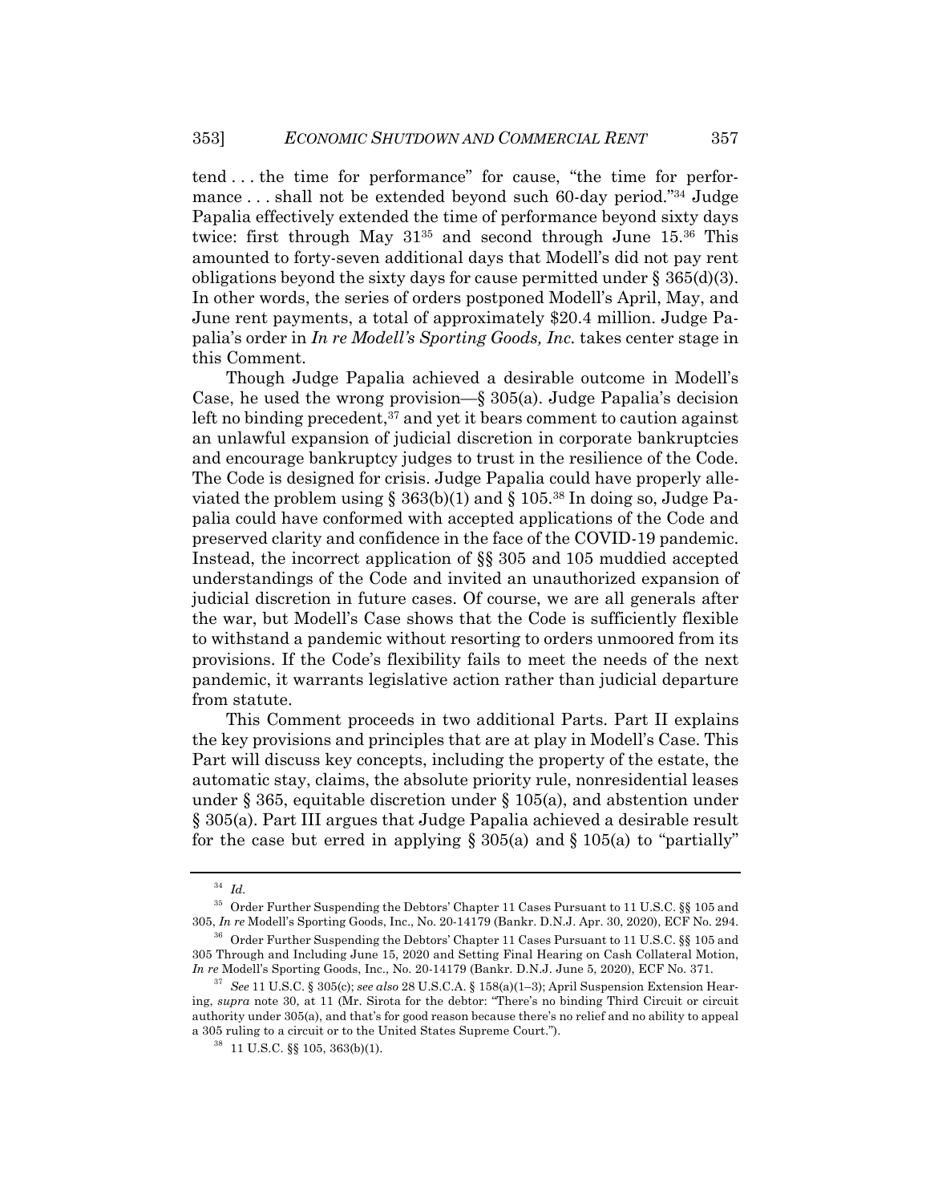tend . . . the time for performance" for cause, "the time for performance . . . shall not be extended beyond such 60-day period."[34] Judge Papalia effectively extended the time of performance beyond sixty days twice: first through May 31[35] and second through June 15.[36] This amounted to forty-seven additional days that Modell's did not pay rent obligations beyond the sixty days for cause permitted under § 365(d)(3). In other words, the series of orders postponed Modell's April, May, and June rent payments, a total of approximately $20.4 million. Judge Papalia's order in *In re Modell's Sporting Goods, Inc.* takes center stage in this Comment.

Though Judge Papalia achieved a desirable outcome in Modell's Case, he used the wrong provision—§ 305(a). Judge Papalia's decision left no binding precedent,[37] and yet it bears comment to caution against an unlawful expansion of judicial discretion in corporate bankruptcies and encourage bankruptcy judges to trust in the resilience of the Code. The Code is designed for crisis. Judge Papalia could have properly alleviated the problem using § 363(b)(1) and § 105.[38] In doing so, Judge Papalia could have conformed with accepted applications of the Code and preserved clarity and confidence in the face of the COVID-19 pandemic. Instead, the incorrect application of §§ 305 and 105 muddied accepted understandings of the Code and invited an unauthorized expansion of judicial discretion in future cases. Of course, we are all generals after the war, but Modell's Case shows that the Code is sufficiently flexible to withstand a pandemic without resorting to orders unmoored from its provisions. If the Code's flexibility fails to meet the needs of the next pandemic, it warrants legislative action rather than judicial departure from statute.

This Comment proceeds in two additional Parts. Part II explains the key provisions and principles that are at play in Modell's Case. This Part will discuss key concepts, including the property of the estate, the automatic stay, claims, the absolute priority rule, nonresidential leases under § 365, equitable discretion under § 105(a), and abstention under § 305(a). Part III argues that Judge Papalia achieved a desirable result for the case but erred in applying § 305(a) and § 105(a) to "partially"

---

[34] *Id.*

[35] Order Further Suspending the Debtors' Chapter 11 Cases Pursuant to 11 U.S.C. §§ 105 and 305, *In re* Modell's Sporting Goods, Inc., No. 20-14179 (Bankr. D.N.J. Apr. 30, 2020), ECF No. 294.

[36] Order Further Suspending the Debtors' Chapter 11 Cases Pursuant to 11 U.S.C. §§ 105 and 305 Through and Including June 15, 2020 and Setting Final Hearing on Cash Collateral Motion, *In re* Modell's Sporting Goods, Inc., No. 20-14179 (Bankr. D.N.J. June 5, 2020), ECF No. 371.

[37] *See* 11 U.S.C. § 305(c); *see also* 28 U.S.C.A. § 158(a)(1–3); April Suspension Extension Hearing, *supra* note 30, at 11 (Mr. Sirota for the debtor: "There's no binding Third Circuit or circuit authority under 305(a), and that's for good reason because there's no relief and no ability to appeal a 305 ruling to a circuit or to the United States Supreme Court.").

[38] 11 U.S.C. §§ 105, 363(b)(1).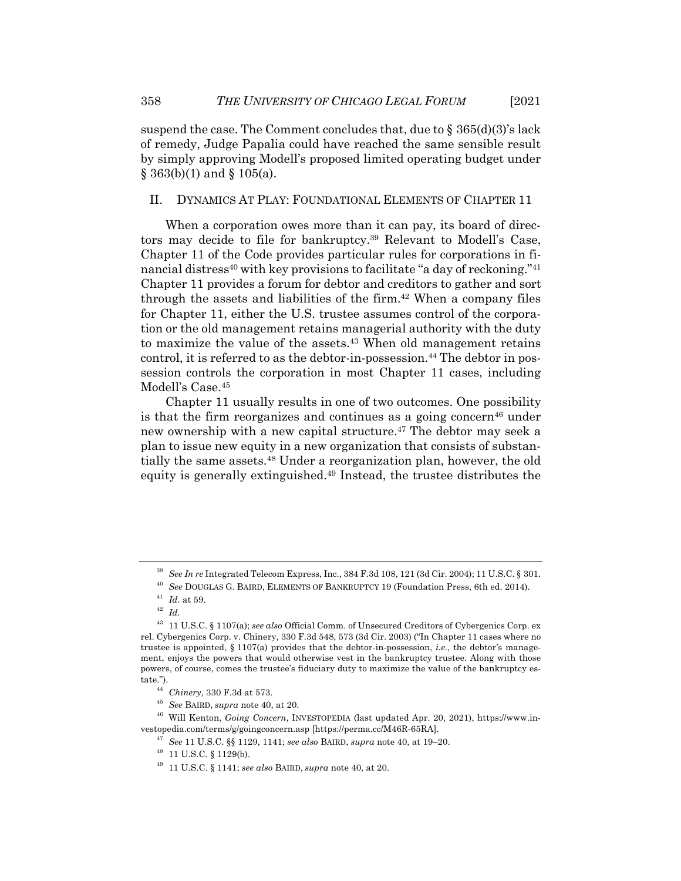suspend the case. The Comment concludes that, due to § 365(d)(3)'s lack of remedy, Judge Papalia could have reached the same sensible result by simply approving Modell's proposed limited operating budget under § 363(b)(1) and § 105(a).

## II. DYNAMICS AT PLAY: FOUNDATIONAL ELEMENTS OF CHAPTER 11

When a corporation owes more than it can pay, its board of directors may decide to file for bankruptcy.[39] Relevant to Modell's Case, Chapter 11 of the Code provides particular rules for corporations in financial distress[40] with key provisions to facilitate "a day of reckoning."[41] Chapter 11 provides a forum for debtor and creditors to gather and sort through the assets and liabilities of the firm.[42] When a company files for Chapter 11, either the U.S. trustee assumes control of the corporation or the old management retains managerial authority with the duty to maximize the value of the assets.[43] When old management retains control, it is referred to as the debtor-in-possession.[44] The debtor in possession controls the corporation in most Chapter 11 cases, including Modell's Case.[45]

Chapter 11 usually results in one of two outcomes. One possibility is that the firm reorganizes and continues as a going concern[46] under new ownership with a new capital structure.[47] The debtor may seek a plan to issue new equity in a new organization that consists of substantially the same assets.[48] Under a reorganization plan, however, the old equity is generally extinguished.[49] Instead, the trustee distributes the

---

[39] *See In re* Integrated Telecom Express, Inc., 384 F.3d 108, 121 (3d Cir. 2004); 11 U.S.C. § 301.

[40] *See* DOUGLAS G. BAIRD, ELEMENTS OF BANKRUPTCY 19 (Foundation Press, 6th ed. 2014).

[41] *Id.* at 59.

[42] *Id.*

[43] 11 U.S.C. § 1107(a); *see also* Official Comm. of Unsecured Creditors of Cybergenics Corp. ex rel. Cybergenics Corp. v. Chinery, 330 F.3d 548, 573 (3d Cir. 2003) ("In Chapter 11 cases where no trustee is appointed, § 1107(a) provides that the debtor-in-possession, *i.e.*, the debtor's management, enjoys the powers that would otherwise vest in the bankruptcy trustee. Along with those powers, of course, comes the trustee's fiduciary duty to maximize the value of the bankruptcy estate.").

[44] *Chinery*, 330 F.3d at 573.

[45] *See* BAIRD, *supra* note 40, at 20.

[46] Will Kenton, *Going Concern*, INVESTOPEDIA (last updated Apr. 20, 2021), https://www.investopedia.com/terms/g/goingconcern.asp [https://perma.cc/M46R-65RA].

[47] *See* 11 U.S.C. §§ 1129, 1141; *see also* BAIRD, *supra* note 40, at 19–20.

[48] 11 U.S.C. § 1129(b).

[49] 11 U.S.C. § 1141; *see also* BAIRD, *supra* note 40, at 20.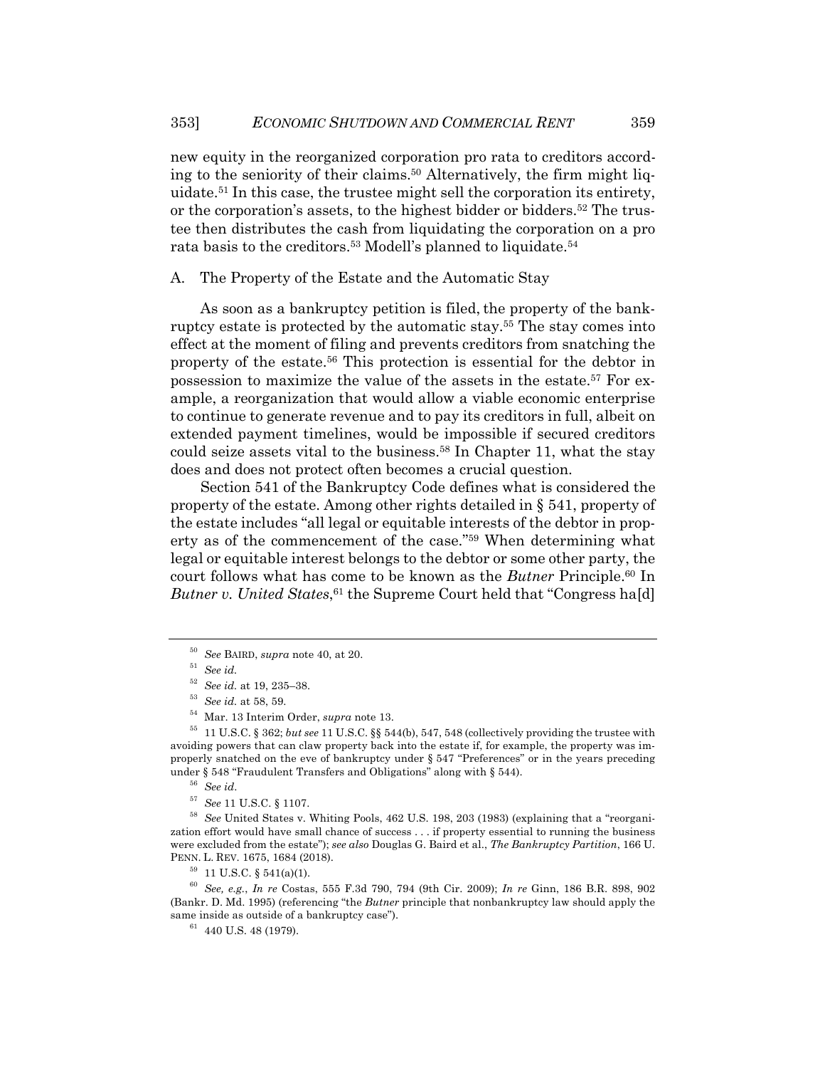new equity in the reorganized corporation pro rata to creditors according to the seniority of their claims.[50] Alternatively, the firm might liquidate.[51] In this case, the trustee might sell the corporation its entirety, or the corporation's assets, to the highest bidder or bidders.[52] The trustee then distributes the cash from liquidating the corporation on a pro rata basis to the creditors.[53] Modell's planned to liquidate.[54]

## A. The Property of the Estate and the Automatic Stay

As soon as a bankruptcy petition is filed, the property of the bankruptcy estate is protected by the automatic stay.[55] The stay comes into effect at the moment of filing and prevents creditors from snatching the property of the estate.[56] This protection is essential for the debtor in possession to maximize the value of the assets in the estate.[57] For example, a reorganization that would allow a viable economic enterprise to continue to generate revenue and to pay its creditors in full, albeit on extended payment timelines, would be impossible if secured creditors could seize assets vital to the business.[58] In Chapter 11, what the stay does and does not protect often becomes a crucial question.

Section 541 of the Bankruptcy Code defines what is considered the property of the estate. Among other rights detailed in § 541, property of the estate includes "all legal or equitable interests of the debtor in property as of the commencement of the case."[59] When determining what legal or equitable interest belongs to the debtor or some other party, the court follows what has come to be known as the *Butner* Principle.[60] In *Butner v. United States*,[61] the Supreme Court held that "Congress ha[d]

---

[50] *See* BAIRD, *supra* note 40, at 20.

[51] *See id.*

[52] *See id.* at 19, 235–38.

[53] *See id.* at 58, 59.

[54] Mar. 13 Interim Order, *supra* note 13.

[55] 11 U.S.C. § 362; *but see* 11 U.S.C. §§ 544(b), 547, 548 (collectively providing the trustee with avoiding powers that can claw property back into the estate if, for example, the property was improperly snatched on the eve of bankruptcy under § 547 "Preferences" or in the years preceding under § 548 "Fraudulent Transfers and Obligations" along with § 544).

[56] *See id*.

[57] *See* 11 U.S.C. § 1107.

[58] *See* United States v. Whiting Pools, 462 U.S. 198, 203 (1983) (explaining that a "reorganization effort would have small chance of success . . . if property essential to running the business were excluded from the estate"); *see also* Douglas G. Baird et al., *The Bankruptcy Partition*, 166 U. PENN. L. REV. 1675, 1684 (2018).

[59] 11 U.S.C. § 541(a)(1).

[60] *See, e.g.*, *In re* Costas, 555 F.3d 790, 794 (9th Cir. 2009); *In re* Ginn, 186 B.R. 898, 902 (Bankr. D. Md. 1995) (referencing "the *Butner* principle that nonbankruptcy law should apply the same inside as outside of a bankruptcy case").

[61] 440 U.S. 48 (1979).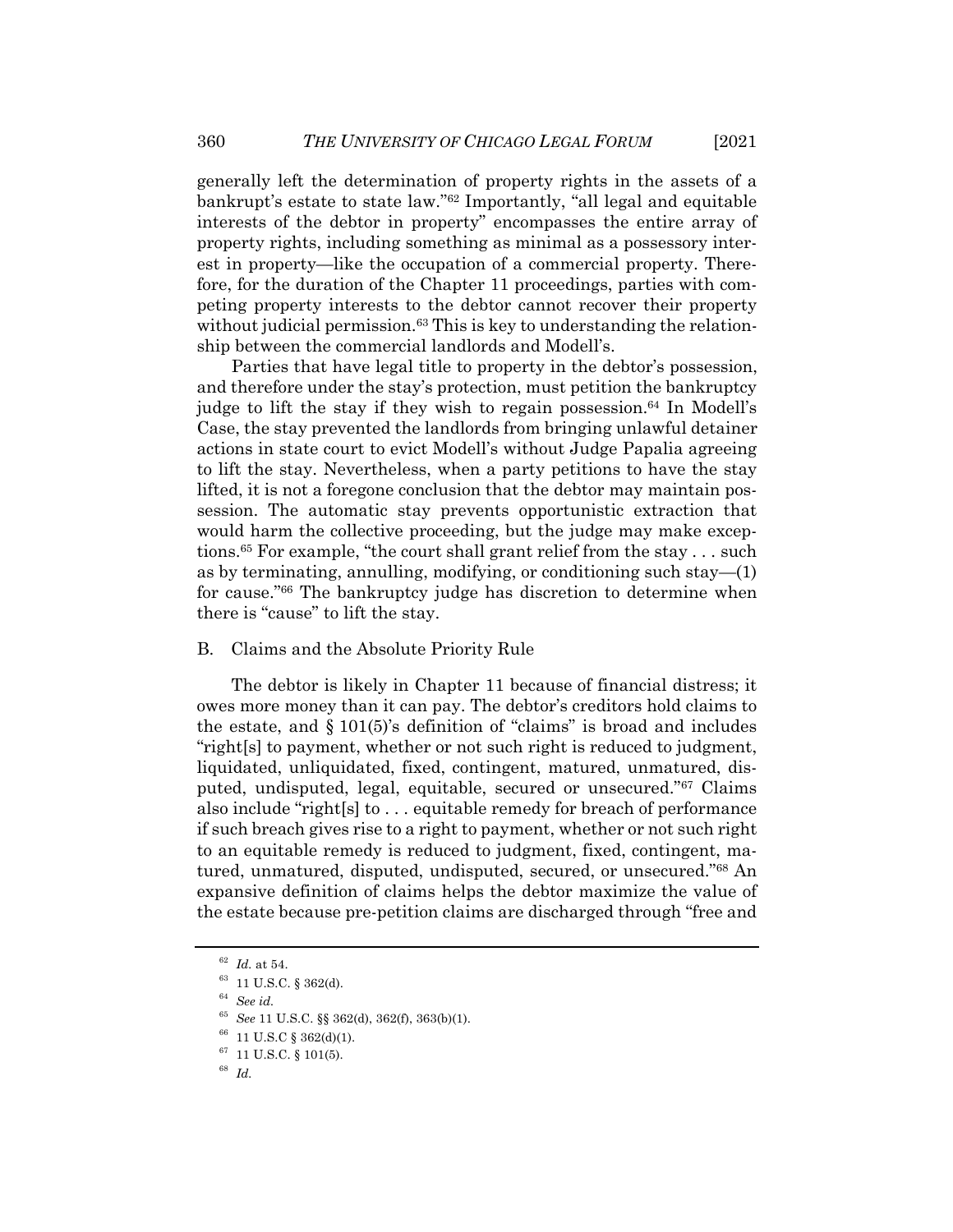generally left the determination of property rights in the assets of a bankrupt's estate to state law."[62] Importantly, "all legal and equitable interests of the debtor in property" encompasses the entire array of property rights, including something as minimal as a possessory interest in property—like the occupation of a commercial property. Therefore, for the duration of the Chapter 11 proceedings, parties with competing property interests to the debtor cannot recover their property without judicial permission.[63] This is key to understanding the relationship between the commercial landlords and Modell's.

Parties that have legal title to property in the debtor's possession, and therefore under the stay's protection, must petition the bankruptcy judge to lift the stay if they wish to regain possession.[64] In Modell's Case, the stay prevented the landlords from bringing unlawful detainer actions in state court to evict Modell's without Judge Papalia agreeing to lift the stay. Nevertheless, when a party petitions to have the stay lifted, it is not a foregone conclusion that the debtor may maintain possession. The automatic stay prevents opportunistic extraction that would harm the collective proceeding, but the judge may make exceptions.[65] For example, "the court shall grant relief from the stay . . . such as by terminating, annulling, modifying, or conditioning such stay—(1) for cause."[66] The bankruptcy judge has discretion to determine when there is "cause" to lift the stay.

## B. Claims and the Absolute Priority Rule

The debtor is likely in Chapter 11 because of financial distress; it owes more money than it can pay. The debtor's creditors hold claims to the estate, and § 101(5)'s definition of "claims" is broad and includes "right[s] to payment, whether or not such right is reduced to judgment, liquidated, unliquidated, fixed, contingent, matured, unmatured, disputed, undisputed, legal, equitable, secured or unsecured."[67] Claims also include "right[s] to . . . equitable remedy for breach of performance if such breach gives rise to a right to payment, whether or not such right to an equitable remedy is reduced to judgment, fixed, contingent, matured, unmatured, disputed, undisputed, secured, or unsecured."[68] An expansive definition of claims helps the debtor maximize the value of the estate because pre-petition claims are discharged through "free and

---

[62] *Id.* at 54.

[63] 11 U.S.C. § 362(d).

[64] *See id.*

[65] *See* 11 U.S.C. §§ 362(d), 362(f), 363(b)(1).

[66] 11 U.S.C § 362(d)(1).

[67] 11 U.S.C. § 101(5).

[68] *Id.*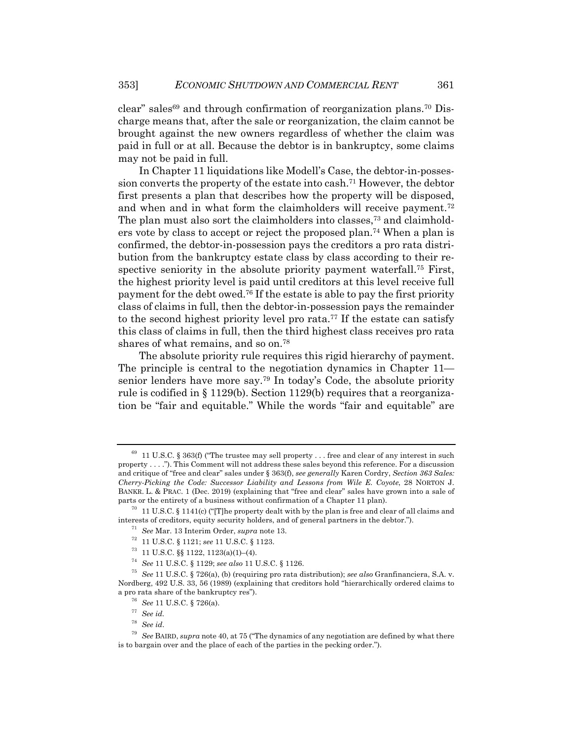clear" sales[69] and through confirmation of reorganization plans.[70] Discharge means that, after the sale or reorganization, the claim cannot be brought against the new owners regardless of whether the claim was paid in full or at all. Because the debtor is in bankruptcy, some claims may not be paid in full.

In Chapter 11 liquidations like Modell's Case, the debtor-in-possession converts the property of the estate into cash.[71] However, the debtor first presents a plan that describes how the property will be disposed, and when and in what form the claimholders will receive payment.[72] The plan must also sort the claimholders into classes,[73] and claimholders vote by class to accept or reject the proposed plan.[74] When a plan is confirmed, the debtor-in-possession pays the creditors a pro rata distribution from the bankruptcy estate class by class according to their respective seniority in the absolute priority payment waterfall.[75] First, the highest priority level is paid until creditors at this level receive full payment for the debt owed.[76] If the estate is able to pay the first priority class of claims in full, then the debtor-in-possession pays the remainder to the second highest priority level pro rata.[77] If the estate can satisfy this class of claims in full, then the third highest class receives pro rata shares of what remains, and so on.[78]

The absolute priority rule requires this rigid hierarchy of payment. The principle is central to the negotiation dynamics in Chapter 11—senior lenders have more say.[79] In today's Code, the absolute priority rule is codified in § 1129(b). Section 1129(b) requires that a reorganization be "fair and equitable." While the words "fair and equitable" are

---

[69] 11 U.S.C. § 363(f) ("The trustee may sell property . . . free and clear of any interest in such property . . . ."). This Comment will not address these sales beyond this reference. For a discussion and critique of "free and clear" sales under § 363(f), *see generally* Karen Cordry, *Section 363 Sales: Cherry-Picking the Code: Successor Liability and Lessons from Wile E. Coyote*, 28 NORTON J. BANKR. L. & PRAC. 1 (Dec. 2019) (explaining that "free and clear" sales have grown into a sale of parts or the entirety of a business without confirmation of a Chapter 11 plan).

[70] 11 U.S.C. § 1141(c) ("[T]he property dealt with by the plan is free and clear of all claims and interests of creditors, equity security holders, and of general partners in the debtor.").

[71] *See* Mar. 13 Interim Order, *supra* note 13.

[72] 11 U.S.C. § 1121; *see* 11 U.S.C. § 1123.

[73] 11 U.S.C. §§ 1122, 1123(a)(1)–(4).

[74] *See* 11 U.S.C. § 1129; *see also* 11 U.S.C. § 1126.

[75] *See* 11 U.S.C. § 726(a), (b) (requiring pro rata distribution); *see also* Granfinanciera, S.A. v. Nordberg, 492 U.S. 33, 56 (1989) (explaining that creditors hold "hierarchically ordered claims to a pro rata share of the bankruptcy res").

[76] *See* 11 U.S.C. § 726(a).

[77] *See id.*

[78] *See id.*

[79] *See* BAIRD, *supra* note 40, at 75 ("The dynamics of any negotiation are defined by what there is to bargain over and the place of each of the parties in the pecking order.").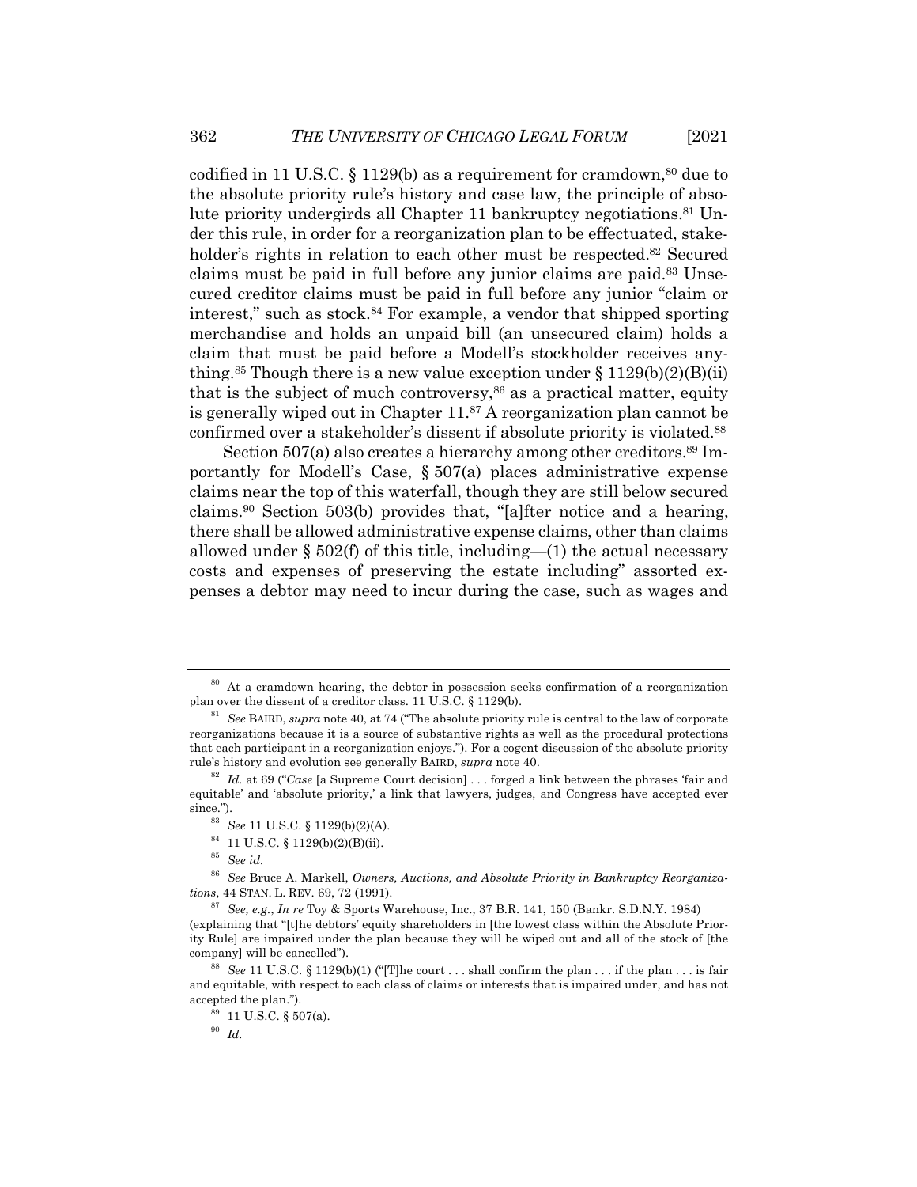codified in 11 U.S.C. § 1129(b) as a requirement for cramdown,[80] due to the absolute priority rule's history and case law, the principle of absolute priority undergirds all Chapter 11 bankruptcy negotiations.[81] Under this rule, in order for a reorganization plan to be effectuated, stakeholder's rights in relation to each other must be respected.[82] Secured claims must be paid in full before any junior claims are paid.[83] Unsecured creditor claims must be paid in full before any junior "claim or interest," such as stock.[84] For example, a vendor that shipped sporting merchandise and holds an unpaid bill (an unsecured claim) holds a claim that must be paid before a Modell's stockholder receives anything.[85] Though there is a new value exception under § 1129(b)(2)(B)(ii) that is the subject of much controversy,[86] as a practical matter, equity is generally wiped out in Chapter 11.[87] A reorganization plan cannot be confirmed over a stakeholder's dissent if absolute priority is violated.[88]

Section 507(a) also creates a hierarchy among other creditors.[89] Importantly for Modell's Case, § 507(a) places administrative expense claims near the top of this waterfall, though they are still below secured claims.[90] Section 503(b) provides that, "[a]fter notice and a hearing, there shall be allowed administrative expense claims, other than claims allowed under § 502(f) of this title, including—(1) the actual necessary costs and expenses of preserving the estate including" assorted expenses a debtor may need to incur during the case, such as wages and

---

[80] At a cramdown hearing, the debtor in possession seeks confirmation of a reorganization plan over the dissent of a creditor class. 11 U.S.C. § 1129(b).

[81] *See* BAIRD, *supra* note 40, at 74 ("The absolute priority rule is central to the law of corporate reorganizations because it is a source of substantive rights as well as the procedural protections that each participant in a reorganization enjoys."). For a cogent discussion of the absolute priority rule's history and evolution see generally BAIRD, *supra* note 40.

[82] *Id.* at 69 ("*Case* [a Supreme Court decision] . . . forged a link between the phrases 'fair and equitable' and 'absolute priority,' a link that lawyers, judges, and Congress have accepted ever since.").

[83] *See* 11 U.S.C. § 1129(b)(2)(A).

[84] 11 U.S.C. § 1129(b)(2)(B)(ii).

[85] *See id.*

[86] *See* Bruce A. Markell, *Owners, Auctions, and Absolute Priority in Bankruptcy Reorganizations*, 44 STAN. L. REV. 69, 72 (1991).

[87] *See, e.g.*, *In re* Toy & Sports Warehouse, Inc., 37 B.R. 141, 150 (Bankr. S.D.N.Y. 1984) (explaining that "[t]he debtors' equity shareholders in [the lowest class within the Absolute Priority Rule] are impaired under the plan because they will be wiped out and all of the stock of [the company] will be cancelled").

[88] *See* 11 U.S.C. § 1129(b)(1) ("[T]he court . . . shall confirm the plan . . . if the plan . . . is fair and equitable, with respect to each class of claims or interests that is impaired under, and has not accepted the plan.").

[89] 11 U.S.C. § 507(a).

[90] *Id.*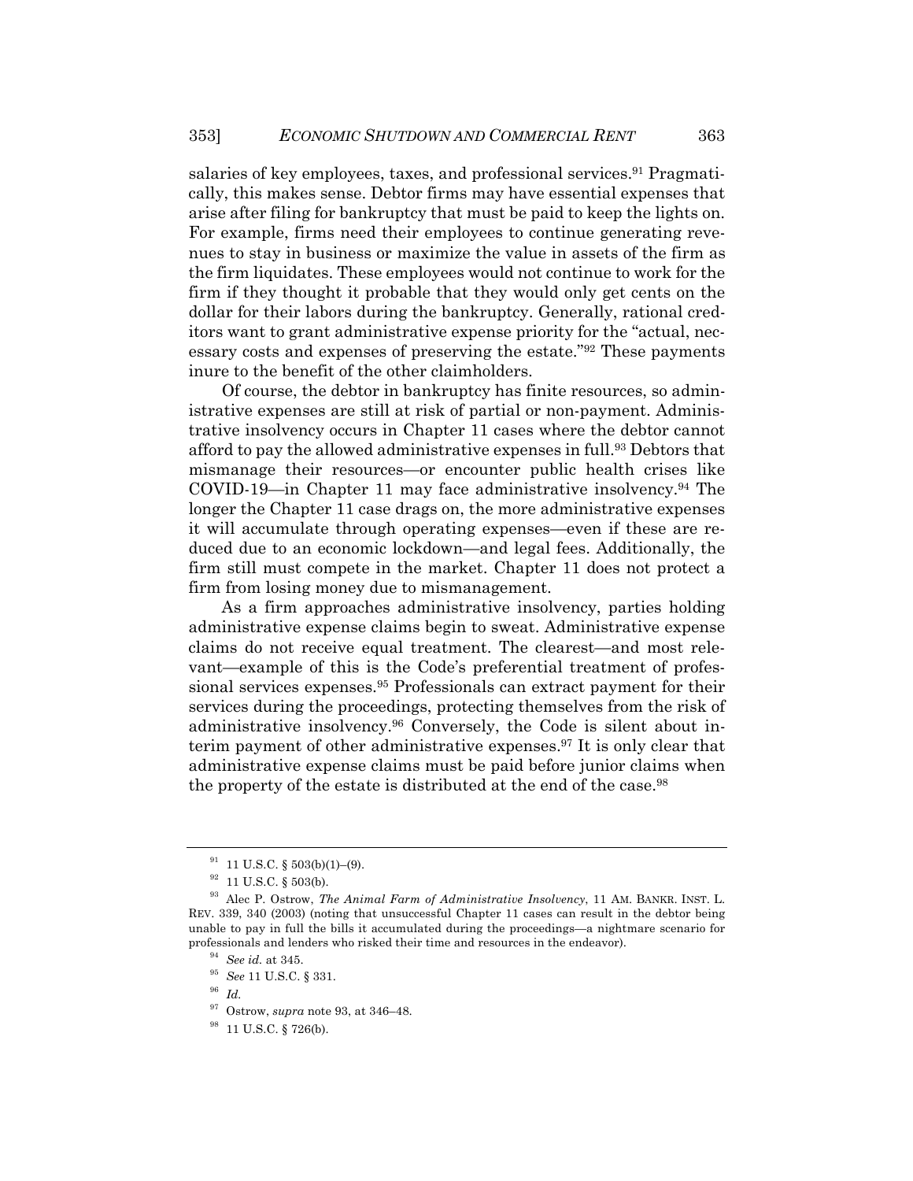salaries of key employees, taxes, and professional services.[91] Pragmatically, this makes sense. Debtor firms may have essential expenses that arise after filing for bankruptcy that must be paid to keep the lights on. For example, firms need their employees to continue generating revenues to stay in business or maximize the value in assets of the firm as the firm liquidates. These employees would not continue to work for the firm if they thought it probable that they would only get cents on the dollar for their labors during the bankruptcy. Generally, rational creditors want to grant administrative expense priority for the "actual, necessary costs and expenses of preserving the estate."[92] These payments inure to the benefit of the other claimholders.

Of course, the debtor in bankruptcy has finite resources, so administrative expenses are still at risk of partial or non-payment. Administrative insolvency occurs in Chapter 11 cases where the debtor cannot afford to pay the allowed administrative expenses in full.[93] Debtors that mismanage their resources—or encounter public health crises like COVID-19—in Chapter 11 may face administrative insolvency.[94] The longer the Chapter 11 case drags on, the more administrative expenses it will accumulate through operating expenses—even if these are reduced due to an economic lockdown—and legal fees. Additionally, the firm still must compete in the market. Chapter 11 does not protect a firm from losing money due to mismanagement.

As a firm approaches administrative insolvency, parties holding administrative expense claims begin to sweat. Administrative expense claims do not receive equal treatment. The clearest—and most relevant—example of this is the Code's preferential treatment of professional services expenses.[95] Professionals can extract payment for their services during the proceedings, protecting themselves from the risk of administrative insolvency.[96] Conversely, the Code is silent about interim payment of other administrative expenses.[97] It is only clear that administrative expense claims must be paid before junior claims when the property of the estate is distributed at the end of the case.[98]

---

[91] 11 U.S.C. § 503(b)(1)–(9).

[92] 11 U.S.C. § 503(b).

[93] Alec P. Ostrow, *The Animal Farm of Administrative Insolvency*, 11 AM. BANKR. INST. L. REV. 339, 340 (2003) (noting that unsuccessful Chapter 11 cases can result in the debtor being unable to pay in full the bills it accumulated during the proceedings—a nightmare scenario for professionals and lenders who risked their time and resources in the endeavor).

[94] *See id.* at 345.

[95] *See* 11 U.S.C. § 331.

[96] *Id.*

[97] Ostrow, *supra* note 93, at 346–48.

[98] 11 U.S.C. § 726(b).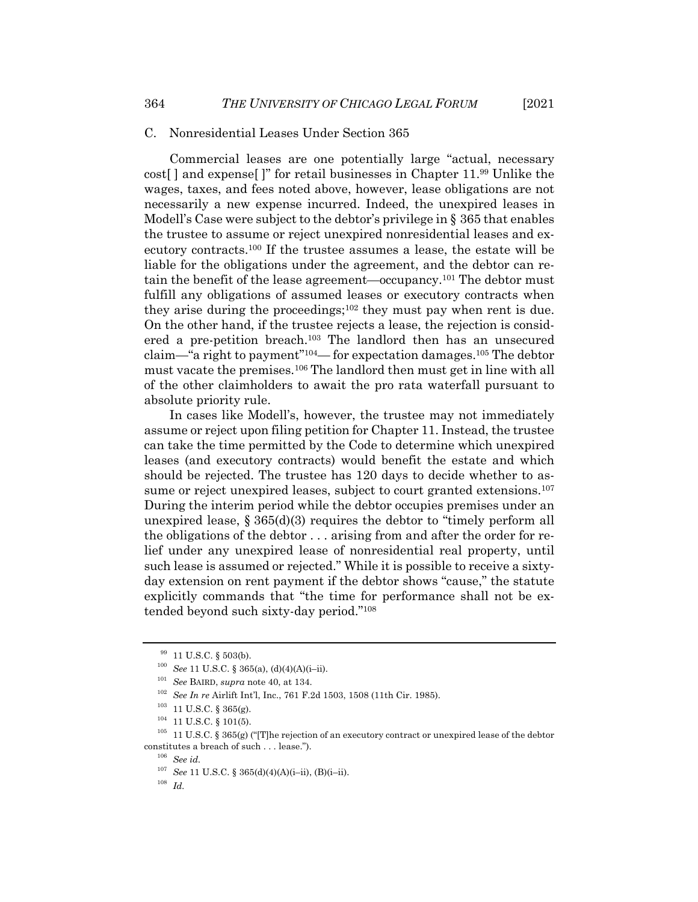### C. Nonresidential Leases Under Section 365

Commercial leases are one potentially large "actual, necessary cost[ ] and expense[ ]" for retail businesses in Chapter 11.[99] Unlike the wages, taxes, and fees noted above, however, lease obligations are not necessarily a new expense incurred. Indeed, the unexpired leases in Modell's Case were subject to the debtor's privilege in § 365 that enables the trustee to assume or reject unexpired nonresidential leases and executory contracts.[100] If the trustee assumes a lease, the estate will be liable for the obligations under the agreement, and the debtor can retain the benefit of the lease agreement—occupancy.[101] The debtor must fulfill any obligations of assumed leases or executory contracts when they arise during the proceedings;[102] they must pay when rent is due. On the other hand, if the trustee rejects a lease, the rejection is considered a pre-petition breach.[103] The landlord then has an unsecured claim—"a right to payment"[104]— for expectation damages.[105] The debtor must vacate the premises.[106] The landlord then must get in line with all of the other claimholders to await the pro rata waterfall pursuant to absolute priority rule.

In cases like Modell's, however, the trustee may not immediately assume or reject upon filing petition for Chapter 11. Instead, the trustee can take the time permitted by the Code to determine which unexpired leases (and executory contracts) would benefit the estate and which should be rejected. The trustee has 120 days to decide whether to assume or reject unexpired leases, subject to court granted extensions.[107] During the interim period while the debtor occupies premises under an unexpired lease, § 365(d)(3) requires the debtor to "timely perform all the obligations of the debtor . . . arising from and after the order for relief under any unexpired lease of nonresidential real property, until such lease is assumed or rejected." While it is possible to receive a sixty-day extension on rent payment if the debtor shows "cause," the statute explicitly commands that "the time for performance shall not be extended beyond such sixty-day period."[108]

---

[99] 11 U.S.C. § 503(b).

[100] *See* 11 U.S.C. § 365(a), (d)(4)(A)(i–ii).

[101] *See* BAIRD, *supra* note 40, at 134.

[102] *See In re* Airlift Int'l, Inc., 761 F.2d 1503, 1508 (11th Cir. 1985).

[103] 11 U.S.C. § 365(g).

[104] 11 U.S.C. § 101(5).

[105] 11 U.S.C. § 365(g) ("[T]he rejection of an executory contract or unexpired lease of the debtor constitutes a breach of such . . . lease.").

[106] *See id.*

[107] *See* 11 U.S.C. § 365(d)(4)(A)(i–ii), (B)(i–ii).

[108] *Id.*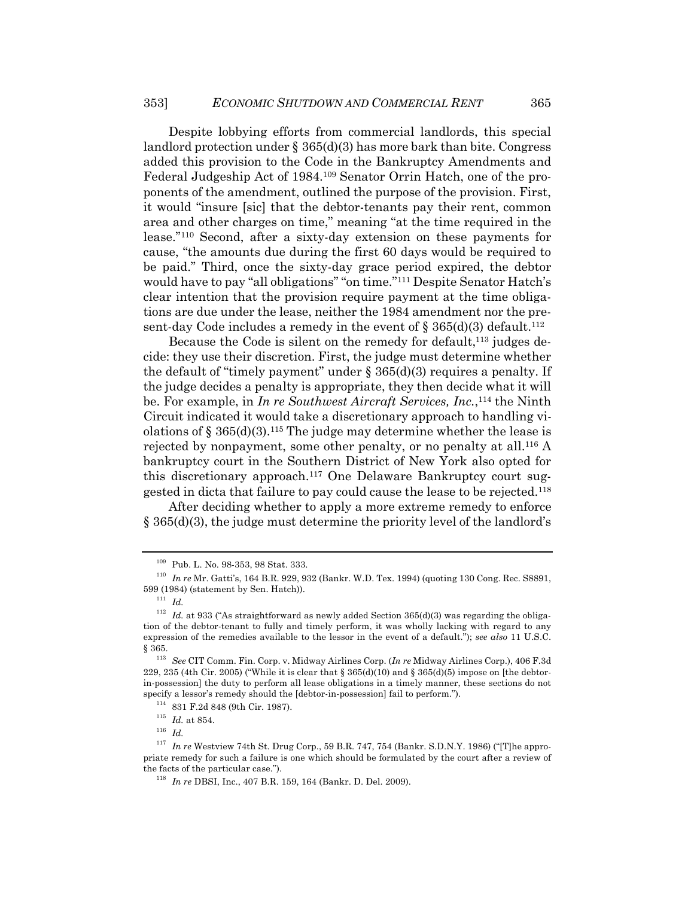Despite lobbying efforts from commercial landlords, this special landlord protection under § 365(d)(3) has more bark than bite. Congress added this provision to the Code in the Bankruptcy Amendments and Federal Judgeship Act of 1984.[109] Senator Orrin Hatch, one of the proponents of the amendment, outlined the purpose of the provision. First, it would "insure [sic] that the debtor-tenants pay their rent, common area and other charges on time," meaning "at the time required in the lease."[110] Second, after a sixty-day extension on these payments for cause, "the amounts due during the first 60 days would be required to be paid." Third, once the sixty-day grace period expired, the debtor would have to pay "all obligations" "on time."[111] Despite Senator Hatch's clear intention that the provision require payment at the time obligations are due under the lease, neither the 1984 amendment nor the present-day Code includes a remedy in the event of § 365(d)(3) default.[112]

Because the Code is silent on the remedy for default,[113] judges decide: they use their discretion. First, the judge must determine whether the default of "timely payment" under § 365(d)(3) requires a penalty. If the judge decides a penalty is appropriate, they then decide what it will be. For example, in *In re Southwest Aircraft Services, Inc.*,[114] the Ninth Circuit indicated it would take a discretionary approach to handling violations of § 365(d)(3).[115] The judge may determine whether the lease is rejected by nonpayment, some other penalty, or no penalty at all.[116] A bankruptcy court in the Southern District of New York also opted for this discretionary approach.[117] One Delaware Bankruptcy court suggested in dicta that failure to pay could cause the lease to be rejected.[118]

After deciding whether to apply a more extreme remedy to enforce § 365(d)(3), the judge must determine the priority level of the landlord's

---

[109] Pub. L. No. 98-353, 98 Stat. 333.

[110] *In re* Mr. Gatti's, 164 B.R. 929, 932 (Bankr. W.D. Tex. 1994) (quoting 130 Cong. Rec. S8891, 599 (1984) (statement by Sen. Hatch)).

[111] *Id.*

[112] *Id.* at 933 ("As straightforward as newly added Section 365(d)(3) was regarding the obligation of the debtor-tenant to fully and timely perform, it was wholly lacking with regard to any expression of the remedies available to the lessor in the event of a default."); *see also* 11 U.S.C. § 365.

[113] *See* CIT Comm. Fin. Corp. v. Midway Airlines Corp. (*In re* Midway Airlines Corp.), 406 F.3d 229, 235 (4th Cir. 2005) ("While it is clear that § 365(d)(10) and § 365(d)(5) impose on [the debtor-in-possession] the duty to perform all lease obligations in a timely manner, these sections do not specify a lessor's remedy should the [debtor-in-possession] fail to perform.").

[114] 831 F.2d 848 (9th Cir. 1987).

[115] *Id.* at 854.

[116] *Id.*

[117] *In re* Westview 74th St. Drug Corp., 59 B.R. 747, 754 (Bankr. S.D.N.Y. 1986) ("[T]he appropriate remedy for such a failure is one which should be formulated by the court after a review of the facts of the particular case.").

[118] *In re* DBSI, Inc., 407 B.R. 159, 164 (Bankr. D. Del. 2009).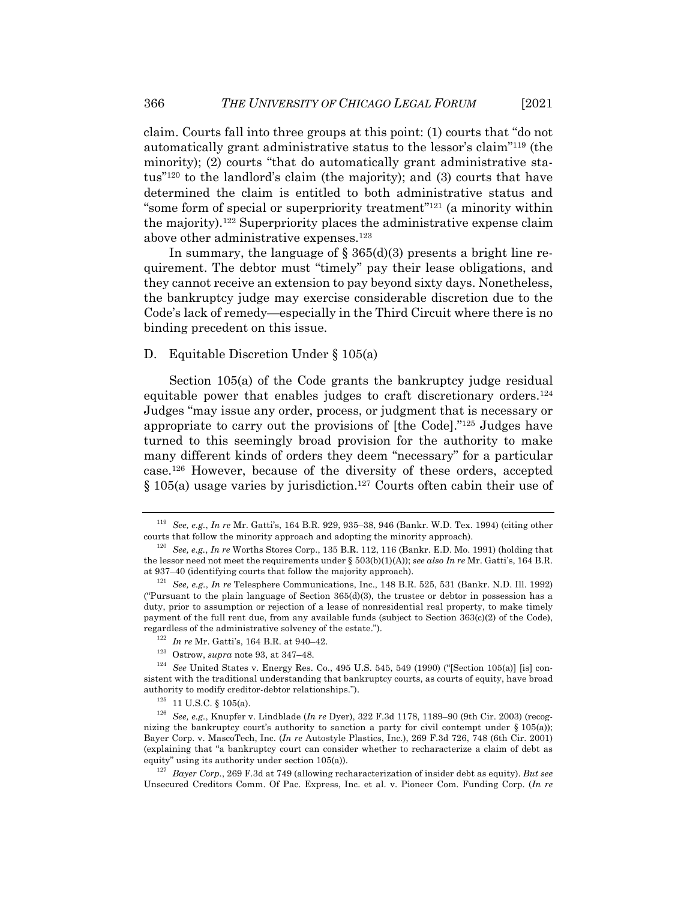claim. Courts fall into three groups at this point: (1) courts that "do not automatically grant administrative status to the lessor's claim"[119] (the minority); (2) courts "that do automatically grant administrative status"[120] to the landlord's claim (the majority); and (3) courts that have determined the claim is entitled to both administrative status and "some form of special or superpriority treatment"[121] (a minority within the majority).[122] Superpriority places the administrative expense claim above other administrative expenses.[123]

In summary, the language of § 365(d)(3) presents a bright line requirement. The debtor must "timely" pay their lease obligations, and they cannot receive an extension to pay beyond sixty days. Nonetheless, the bankruptcy judge may exercise considerable discretion due to the Code's lack of remedy—especially in the Third Circuit where there is no binding precedent on this issue.

### D. Equitable Discretion Under § 105(a)

Section 105(a) of the Code grants the bankruptcy judge residual equitable power that enables judges to craft discretionary orders.[124] Judges "may issue any order, process, or judgment that is necessary or appropriate to carry out the provisions of [the Code]."[125] Judges have turned to this seemingly broad provision for the authority to make many different kinds of orders they deem "necessary" for a particular case.[126] However, because of the diversity of these orders, accepted § 105(a) usage varies by jurisdiction.[127] Courts often cabin their use of

---

[119] *See, e.g.*, *In re* Mr. Gatti's, 164 B.R. 929, 935–38, 946 (Bankr. W.D. Tex. 1994) (citing other courts that follow the minority approach and adopting the minority approach).

[120] *See, e.g.*, *In re* Worths Stores Corp., 135 B.R. 112, 116 (Bankr. E.D. Mo. 1991) (holding that the lessor need not meet the requirements under § 503(b)(1)(A)); *see also In re* Mr. Gatti's, 164 B.R. at 937–40 (identifying courts that follow the majority approach).

[121] *See, e.g.*, *In re* Telesphere Communications, Inc., 148 B.R. 525, 531 (Bankr. N.D. Ill. 1992) ("Pursuant to the plain language of Section 365(d)(3), the trustee or debtor in possession has a duty, prior to assumption or rejection of a lease of nonresidential real property, to make timely payment of the full rent due, from any available funds (subject to Section 363(c)(2) of the Code), regardless of the administrative solvency of the estate.").

[122] *In re* Mr. Gatti's, 164 B.R. at 940–42.

[123] Ostrow, *supra* note 93, at 347–48.

[124] *See* United States v. Energy Res. Co., 495 U.S. 545, 549 (1990) ("[Section 105(a)] [is] consistent with the traditional understanding that bankruptcy courts, as courts of equity, have broad authority to modify creditor-debtor relationships.").

[125] 11 U.S.C. § 105(a).

[126] *See, e.g.*, Knupfer v. Lindblade (*In re* Dyer), 322 F.3d 1178, 1189–90 (9th Cir. 2003) (recognizing the bankruptcy court's authority to sanction a party for civil contempt under § 105(a)); Bayer Corp. v. MascoTech, Inc. (*In re* Autostyle Plastics, Inc.), 269 F.3d 726, 748 (6th Cir. 2001) (explaining that "a bankruptcy court can consider whether to recharacterize a claim of debt as equity" using its authority under section 105(a)).

[127] *Bayer Corp.*, 269 F.3d at 749 (allowing recharacterization of insider debt as equity). *But see* Unsecured Creditors Comm. Of Pac. Express, Inc. et al. v. Pioneer Com. Funding Corp. (*In re*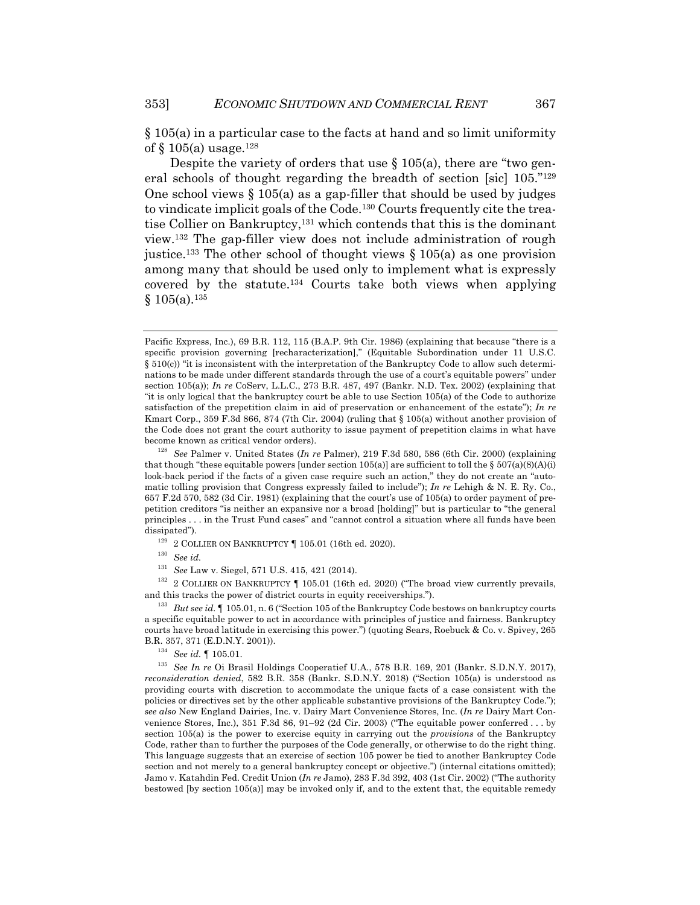§ 105(a) in a particular case to the facts at hand and so limit uniformity of § 105(a) usage.[128]

Despite the variety of orders that use § 105(a), there are "two general schools of thought regarding the breadth of section [sic] 105."[129] One school views § 105(a) as a gap-filler that should be used by judges to vindicate implicit goals of the Code.[130] Courts frequently cite the treatise Collier on Bankruptcy,[131] which contends that this is the dominant view.[132] The gap-filler view does not include administration of rough justice.[133] The other school of thought views § 105(a) as one provision among many that should be used only to implement what is expressly covered by the statute.[134] Courts take both views when applying § 105(a).[135]

---

Pacific Express, Inc.), 69 B.R. 112, 115 (B.A.P. 9th Cir. 1986) (explaining that because "there is a specific provision governing [recharacterization]," (Equitable Subordination under 11 U.S.C. § 510(c)) "it is inconsistent with the interpretation of the Bankruptcy Code to allow such determinations to be made under different standards through the use of a court's equitable powers" under section 105(a)); *In re* CoServ, L.L.C., 273 B.R. 487, 497 (Bankr. N.D. Tex. 2002) (explaining that "it is only logical that the bankruptcy court be able to use Section 105(a) of the Code to authorize satisfaction of the prepetition claim in aid of preservation or enhancement of the estate"); *In re* Kmart Corp., 359 F.3d 866, 874 (7th Cir. 2004) (ruling that § 105(a) without another provision of the Code does not grant the court authority to issue payment of prepetition claims in what have become known as critical vendor orders).

[128] *See* Palmer v. United States (*In re* Palmer), 219 F.3d 580, 586 (6th Cir. 2000) (explaining that though "these equitable powers [under section 105(a)] are sufficient to toll the § 507(a)(8)(A)(i) look-back period if the facts of a given case require such an action," they do not create an "automatic tolling provision that Congress expressly failed to include"); *In re* Lehigh & N. E. Ry. Co., 657 F.2d 570, 582 (3d Cir. 1981) (explaining that the court's use of 105(a) to order payment of prepetition creditors "is neither an expansive nor a broad [holding]" but is particular to "the general principles . . . in the Trust Fund cases" and "cannot control a situation where all funds have been dissipated").

[129] 2 COLLIER ON BANKRUPTCY ¶ 105.01 (16th ed. 2020).

[130] *See id.*

[131] *See* Law v. Siegel, 571 U.S. 415, 421 (2014).

[132] 2 COLLIER ON BANKRUPTCY ¶ 105.01 (16th ed. 2020) ("The broad view currently prevails, and this tracks the power of district courts in equity receiverships.").

[133] *But see id.* ¶ 105.01, n. 6 ("Section 105 of the Bankruptcy Code bestows on bankruptcy courts a specific equitable power to act in accordance with principles of justice and fairness. Bankruptcy courts have broad latitude in exercising this power.") (quoting Sears, Roebuck & Co. v. Spivey, 265 B.R. 357, 371 (E.D.N.Y. 2001)).

[134] *See id.* ¶ 105.01.

[135] *See In re* Oi Brasil Holdings Cooperatief U.A., 578 B.R. 169, 201 (Bankr. S.D.N.Y. 2017), *reconsideration denied*, 582 B.R. 358 (Bankr. S.D.N.Y. 2018) ("Section 105(a) is understood as providing courts with discretion to accommodate the unique facts of a case consistent with the policies or directives set by the other applicable substantive provisions of the Bankruptcy Code."); *see also* New England Dairies, Inc. v. Dairy Mart Convenience Stores, Inc. (*In re* Dairy Mart Convenience Stores, Inc.), 351 F.3d 86, 91–92 (2d Cir. 2003) ("The equitable power conferred . . . by section 105(a) is the power to exercise equity in carrying out the *provisions* of the Bankruptcy Code, rather than to further the purposes of the Code generally, or otherwise to do the right thing. This language suggests that an exercise of section 105 power be tied to another Bankruptcy Code section and not merely to a general bankruptcy concept or objective.") (internal citations omitted); Jamo v. Katahdin Fed. Credit Union (*In re* Jamo), 283 F.3d 392, 403 (1st Cir. 2002) ("The authority bestowed [by section 105(a)] may be invoked only if, and to the extent that, the equitable remedy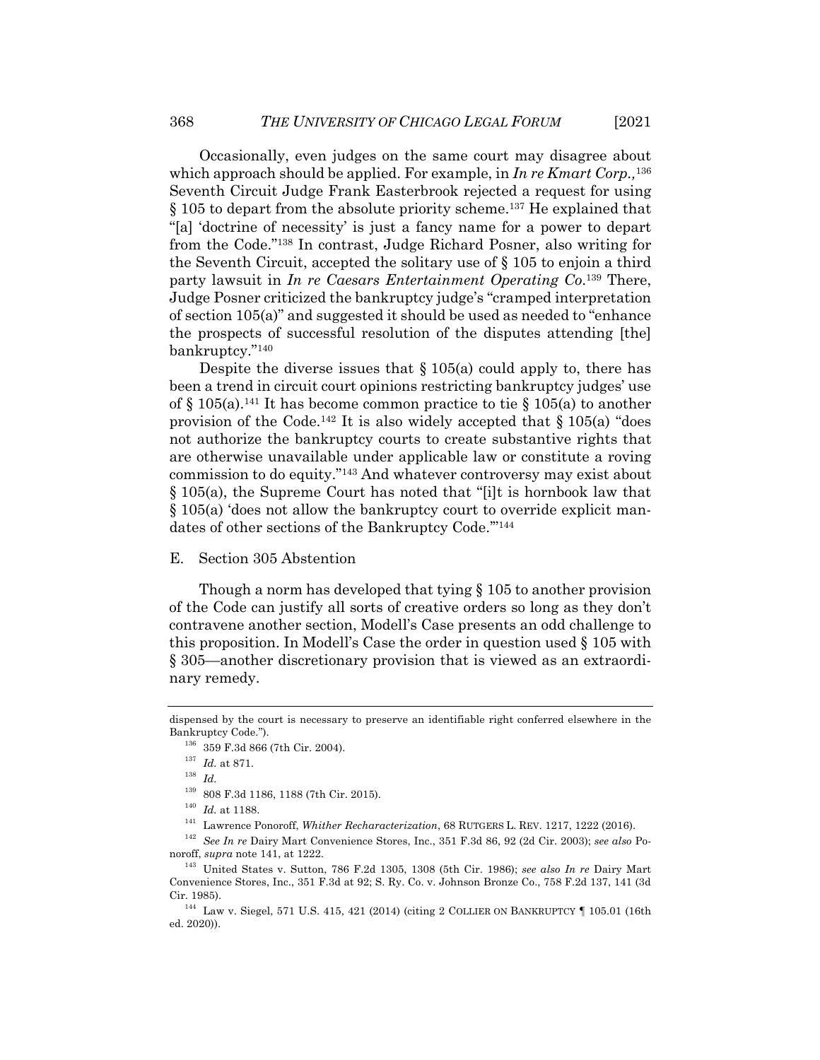Occasionally, even judges on the same court may disagree about which approach should be applied. For example, in *In re Kmart Corp.*,[136] Seventh Circuit Judge Frank Easterbrook rejected a request for using § 105 to depart from the absolute priority scheme.[137] He explained that "[a] 'doctrine of necessity' is just a fancy name for a power to depart from the Code."[138] In contrast, Judge Richard Posner, also writing for the Seventh Circuit, accepted the solitary use of § 105 to enjoin a third party lawsuit in *In re Caesars Entertainment Operating Co.*[139] There, Judge Posner criticized the bankruptcy judge's "cramped interpretation of section 105(a)" and suggested it should be used as needed to "enhance the prospects of successful resolution of the disputes attending [the] bankruptcy."[140]

Despite the diverse issues that § 105(a) could apply to, there has been a trend in circuit court opinions restricting bankruptcy judges' use of § 105(a).[141] It has become common practice to tie § 105(a) to another provision of the Code.[142] It is also widely accepted that § 105(a) "does not authorize the bankruptcy courts to create substantive rights that are otherwise unavailable under applicable law or constitute a roving commission to do equity."[143] And whatever controversy may exist about § 105(a), the Supreme Court has noted that "[i]t is hornbook law that § 105(a) 'does not allow the bankruptcy court to override explicit mandates of other sections of the Bankruptcy Code.'"[144]

## E. Section 305 Abstention

Though a norm has developed that tying § 105 to another provision of the Code can justify all sorts of creative orders so long as they don't contravene another section, Modell's Case presents an odd challenge to this proposition. In Modell's Case the order in question used § 105 with § 305—another discretionary provision that is viewed as an extraordinary remedy.

---

dispensed by the court is necessary to preserve an identifiable right conferred elsewhere in the Bankruptcy Code.").

[136] 359 F.3d 866 (7th Cir. 2004).

[137] *Id.* at 871.

[138] *Id.*

[139] 808 F.3d 1186, 1188 (7th Cir. 2015).

[140] *Id.* at 1188.

[141] Lawrence Ponoroff, *Whither Recharacterization*, 68 RUTGERS L. REV. 1217, 1222 (2016).

[142] *See In re* Dairy Mart Convenience Stores, Inc., 351 F.3d 86, 92 (2d Cir. 2003); *see also* Ponoroff, *supra* note 141, at 1222.

[143] United States v. Sutton, 786 F.2d 1305, 1308 (5th Cir. 1986); *see also In re* Dairy Mart Convenience Stores, Inc., 351 F.3d at 92; S. Ry. Co. v. Johnson Bronze Co., 758 F.2d 137, 141 (3d Cir. 1985).

[144] Law v. Siegel, 571 U.S. 415, 421 (2014) (citing 2 COLLIER ON BANKRUPTCY ¶ 105.01 (16th ed. 2020)).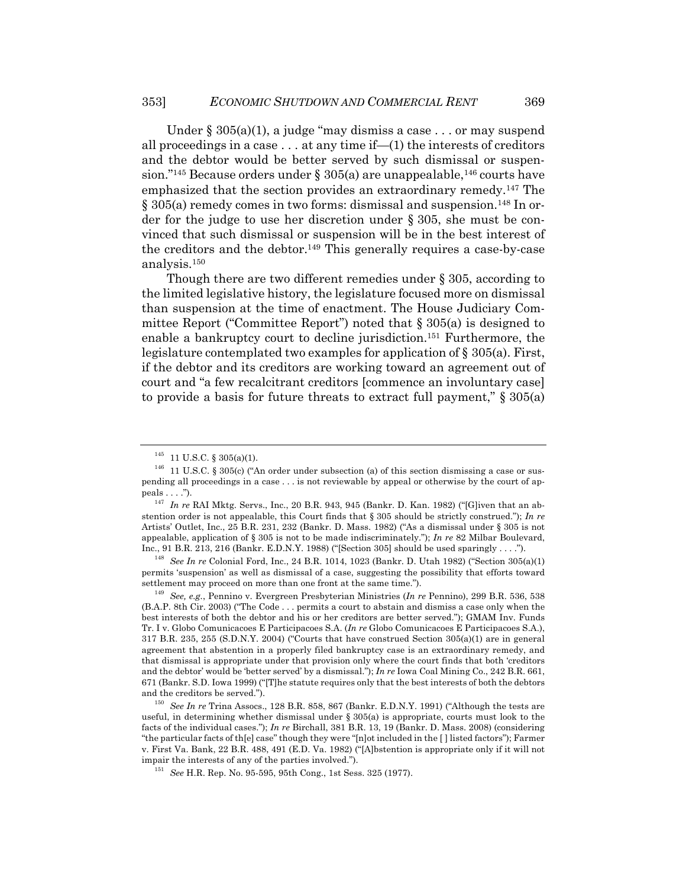Under § 305(a)(1), a judge "may dismiss a case . . . or may suspend all proceedings in a case . . . at any time if—(1) the interests of creditors and the debtor would be better served by such dismissal or suspension."[145] Because orders under § 305(a) are unappealable,[146] courts have emphasized that the section provides an extraordinary remedy.[147] The § 305(a) remedy comes in two forms: dismissal and suspension.[148] In order for the judge to use her discretion under § 305, she must be convinced that such dismissal or suspension will be in the best interest of the creditors and the debtor.[149] This generally requires a case-by-case analysis.[150]

Though there are two different remedies under § 305, according to the limited legislative history, the legislature focused more on dismissal than suspension at the time of enactment. The House Judiciary Committee Report ("Committee Report") noted that § 305(a) is designed to enable a bankruptcy court to decline jurisdiction.[151] Furthermore, the legislature contemplated two examples for application of § 305(a). First, if the debtor and its creditors are working toward an agreement out of court and "a few recalcitrant creditors [commence an involuntary case] to provide a basis for future threats to extract full payment," § 305(a)

---

[145] 11 U.S.C. § 305(a)(1).

[146] 11 U.S.C. § 305(c) ("An order under subsection (a) of this section dismissing a case or suspending all proceedings in a case . . . is not reviewable by appeal or otherwise by the court of appeals . . . .").

[147] *In re* RAI Mktg. Servs., Inc., 20 B.R. 943, 945 (Bankr. D. Kan. 1982) ("[G]iven that an abstention order is not appealable, this Court finds that § 305 should be strictly construed."); *In re* Artists' Outlet, Inc., 25 B.R. 231, 232 (Bankr. D. Mass. 1982) ("As a dismissal under § 305 is not appealable, application of § 305 is not to be made indiscriminately."); *In re* 82 Milbar Boulevard, Inc., 91 B.R. 213, 216 (Bankr. E.D.N.Y. 1988) ("[Section 305] should be used sparingly . . . .").

[148] *See In re* Colonial Ford, Inc., 24 B.R. 1014, 1023 (Bankr. D. Utah 1982) ("Section 305(a)(1) permits 'suspension' as well as dismissal of a case, suggesting the possibility that efforts toward settlement may proceed on more than one front at the same time.").

[149] *See, e.g.*, Pennino v. Evergreen Presbyterian Ministries (*In re* Pennino), 299 B.R. 536, 538 (B.A.P. 8th Cir. 2003) ("The Code . . . permits a court to abstain and dismiss a case only when the best interests of both the debtor and his or her creditors are better served."); GMAM Inv. Funds Tr. I v. Globo Comunicacoes E Participacoes S.A. (*In re* Globo Comunicacoes E Participacoes S.A.), 317 B.R. 235, 255 (S.D.N.Y. 2004) ("Courts that have construed Section 305(a)(1) are in general agreement that abstention in a properly filed bankruptcy case is an extraordinary remedy, and that dismissal is appropriate under that provision only where the court finds that both 'creditors and the debtor' would be 'better served' by a dismissal."); *In re* Iowa Coal Mining Co., 242 B.R. 661, 671 (Bankr. S.D. Iowa 1999) ("[T]he statute requires only that the best interests of both the debtors and the creditors be served.").

[150] *See In re* Trina Assocs., 128 B.R. 858, 867 (Bankr. E.D.N.Y. 1991) ("Although the tests are useful, in determining whether dismissal under § 305(a) is appropriate, courts must look to the facts of the individual cases."); *In re* Birchall, 381 B.R. 13, 19 (Bankr. D. Mass. 2008) (considering "the particular facts of th[e] case" though they were "[n]ot included in the [ ] listed factors"); Farmer v. First Va. Bank, 22 B.R. 488, 491 (E.D. Va. 1982) ("[A]bstention is appropriate only if it will not impair the interests of any of the parties involved.").

[151] *See* H.R. Rep. No. 95-595, 95th Cong., 1st Sess. 325 (1977).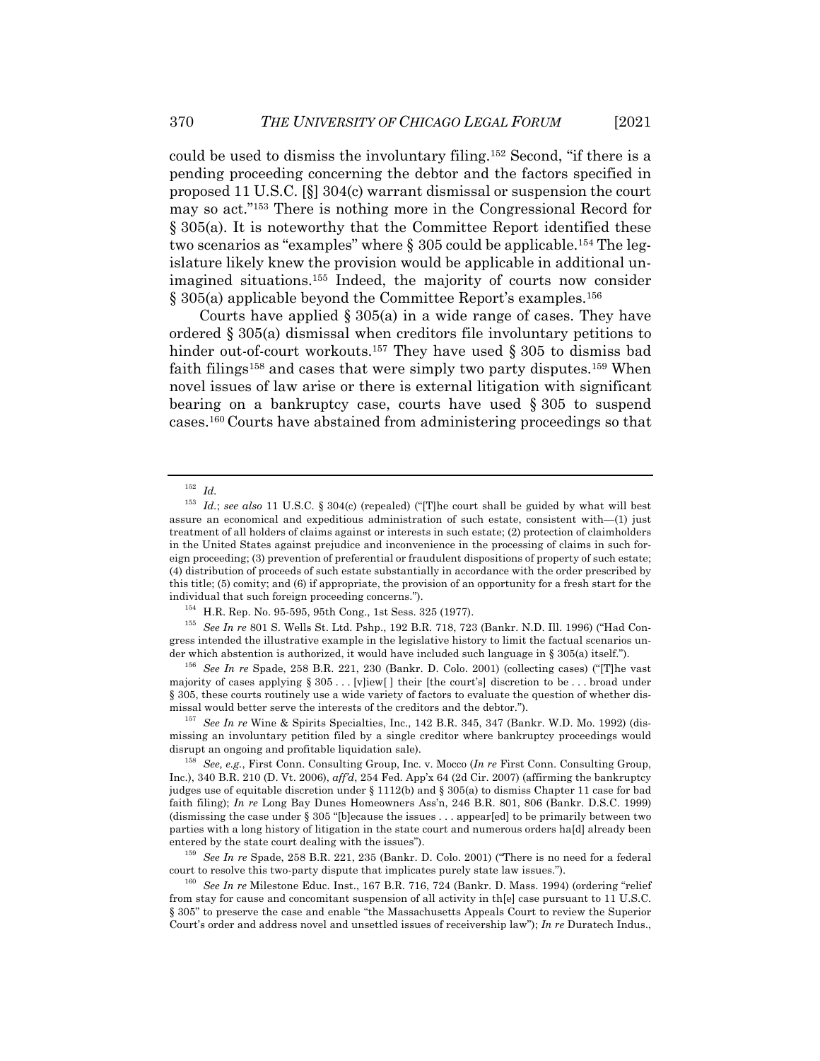could be used to dismiss the involuntary filing.[152] Second, "if there is a pending proceeding concerning the debtor and the factors specified in proposed 11 U.S.C. [§] 304(c) warrant dismissal or suspension the court may so act."[153] There is nothing more in the Congressional Record for § 305(a). It is noteworthy that the Committee Report identified these two scenarios as "examples" where § 305 could be applicable.[154] The legislature likely knew the provision would be applicable in additional unimagined situations.[155] Indeed, the majority of courts now consider § 305(a) applicable beyond the Committee Report's examples.[156]

Courts have applied § 305(a) in a wide range of cases. They have ordered § 305(a) dismissal when creditors file involuntary petitions to hinder out-of-court workouts.[157] They have used § 305 to dismiss bad faith filings[158] and cases that were simply two party disputes.[159] When novel issues of law arise or there is external litigation with significant bearing on a bankruptcy case, courts have used § 305 to suspend cases.[160] Courts have abstained from administering proceedings so that

---

[152] *Id.*

[153] *Id.*; *see also* 11 U.S.C. § 304(c) (repealed) ("[T]he court shall be guided by what will best assure an economical and expeditious administration of such estate, consistent with—(1) just treatment of all holders of claims against or interests in such estate; (2) protection of claimholders in the United States against prejudice and inconvenience in the processing of claims in such foreign proceeding; (3) prevention of preferential or fraudulent dispositions of property of such estate; (4) distribution of proceeds of such estate substantially in accordance with the order prescribed by this title; (5) comity; and (6) if appropriate, the provision of an opportunity for a fresh start for the individual that such foreign proceeding concerns.").

[154] H.R. Rep. No. 95-595, 95th Cong., 1st Sess. 325 (1977).

[155] *See In re* 801 S. Wells St. Ltd. Pshp., 192 B.R. 718, 723 (Bankr. N.D. Ill. 1996) ("Had Congress intended the illustrative example in the legislative history to limit the factual scenarios under which abstention is authorized, it would have included such language in § 305(a) itself.").

[156] *See In re* Spade, 258 B.R. 221, 230 (Bankr. D. Colo. 2001) (collecting cases) ("[T]he vast majority of cases applying § 305 . . . [v]iew[ ] their [the court's] discretion to be . . . broad under § 305, these courts routinely use a wide variety of factors to evaluate the question of whether dismissal would better serve the interests of the creditors and the debtor.").

[157] *See In re* Wine & Spirits Specialties, Inc., 142 B.R. 345, 347 (Bankr. W.D. Mo. 1992) (dismissing an involuntary petition filed by a single creditor where bankruptcy proceedings would disrupt an ongoing and profitable liquidation sale).

[158] *See, e.g.*, First Conn. Consulting Group, Inc. v. Mocco (*In re* First Conn. Consulting Group, Inc.), 340 B.R. 210 (D. Vt. 2006), *aff'd*, 254 Fed. App'x 64 (2d Cir. 2007) (affirming the bankruptcy judges use of equitable discretion under § 1112(b) and § 305(a) to dismiss Chapter 11 case for bad faith filing); *In re* Long Bay Dunes Homeowners Ass'n, 246 B.R. 801, 806 (Bankr. D.S.C. 1999) (dismissing the case under § 305 "[b]ecause the issues . . . appear[ed] to be primarily between two parties with a long history of litigation in the state court and numerous orders ha[d] already been entered by the state court dealing with the issues").

[159] *See In re* Spade, 258 B.R. 221, 235 (Bankr. D. Colo. 2001) ("There is no need for a federal court to resolve this two-party dispute that implicates purely state law issues.").

[160] *See In re* Milestone Educ. Inst., 167 B.R. 716, 724 (Bankr. D. Mass. 1994) (ordering "relief from stay for cause and concomitant suspension of all activity in th[e] case pursuant to 11 U.S.C. § 305" to preserve the case and enable "the Massachusetts Appeals Court to review the Superior Court's order and address novel and unsettled issues of receivership law"); *In re* Duratech Indus.,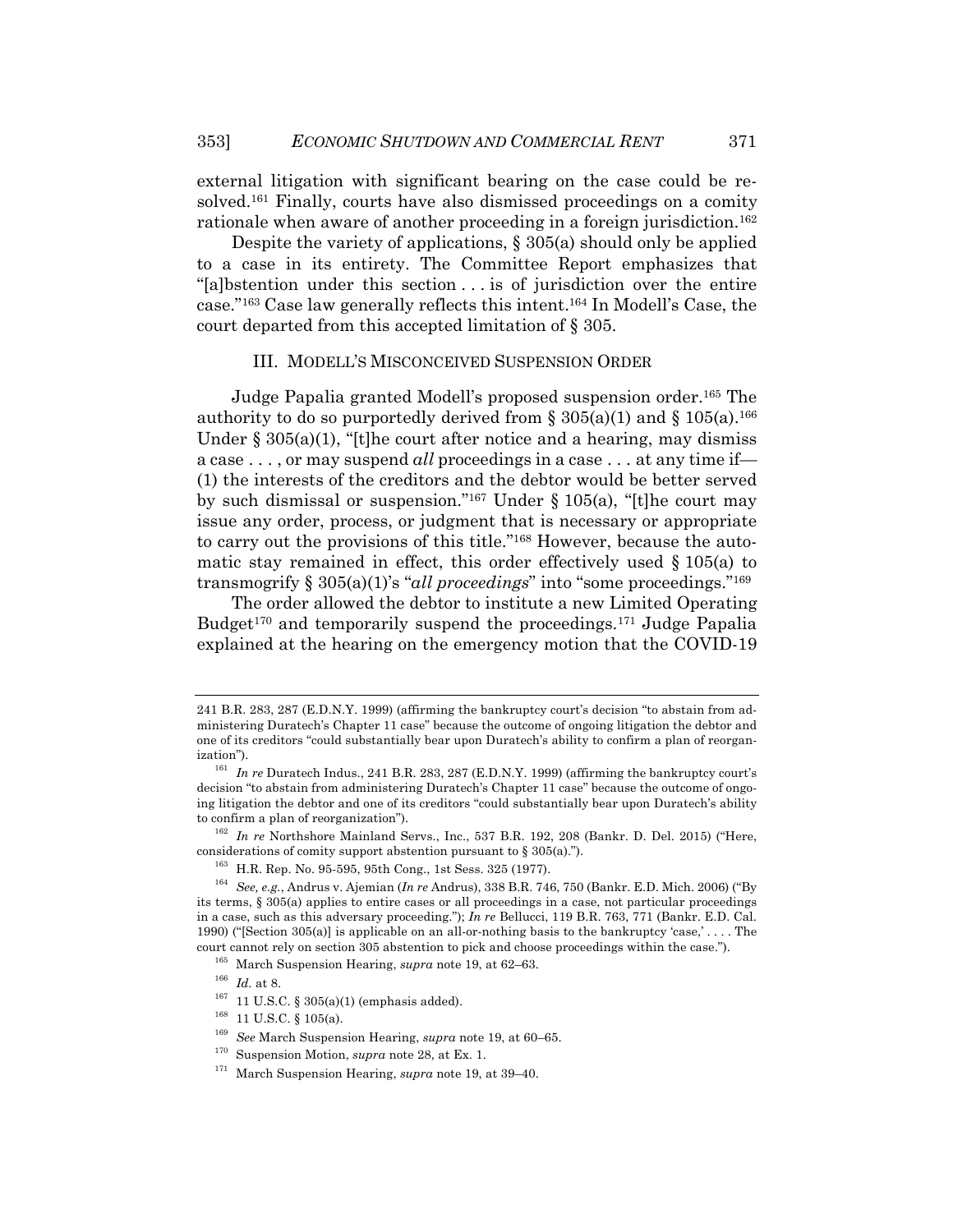external litigation with significant bearing on the case could be resolved.[161] Finally, courts have also dismissed proceedings on a comity rationale when aware of another proceeding in a foreign jurisdiction.[162]

Despite the variety of applications, § 305(a) should only be applied to a case in its entirety. The Committee Report emphasizes that "[a]bstention under this section . . . is of jurisdiction over the entire case."[163] Case law generally reflects this intent.[164] In Modell's Case, the court departed from this accepted limitation of § 305.

## III. MODELL'S MISCONCEIVED SUSPENSION ORDER

Judge Papalia granted Modell's proposed suspension order.[165] The authority to do so purportedly derived from § 305(a)(1) and § 105(a).[166] Under § 305(a)(1), "[t]he court after notice and a hearing, may dismiss a case . . . , or may suspend *all* proceedings in a case . . . at any time if— (1) the interests of the creditors and the debtor would be better served by such dismissal or suspension."[167] Under § 105(a), "[t]he court may issue any order, process, or judgment that is necessary or appropriate to carry out the provisions of this title."[168] However, because the automatic stay remained in effect, this order effectively used § 105(a) to transmogrify § 305(a)(1)'s "*all proceedings*" into "some proceedings."[169]

The order allowed the debtor to institute a new Limited Operating Budget[170] and temporarily suspend the proceedings.[171] Judge Papalia explained at the hearing on the emergency motion that the COVID-19

---

241 B.R. 283, 287 (E.D.N.Y. 1999) (affirming the bankruptcy court's decision "to abstain from administering Duratech's Chapter 11 case" because the outcome of ongoing litigation the debtor and one of its creditors "could substantially bear upon Duratech's ability to confirm a plan of reorganization").

[161] *In re* Duratech Indus., 241 B.R. 283, 287 (E.D.N.Y. 1999) (affirming the bankruptcy court's decision "to abstain from administering Duratech's Chapter 11 case" because the outcome of ongoing litigation the debtor and one of its creditors "could substantially bear upon Duratech's ability to confirm a plan of reorganization").

[162] *In re* Northshore Mainland Servs., Inc., 537 B.R. 192, 208 (Bankr. D. Del. 2015) ("Here, considerations of comity support abstention pursuant to § 305(a).").

[163] H.R. Rep. No. 95-595, 95th Cong., 1st Sess. 325 (1977).

[164] *See, e.g.*, Andrus v. Ajemian (*In re* Andrus), 338 B.R. 746, 750 (Bankr. E.D. Mich. 2006) ("By its terms, § 305(a) applies to entire cases or all proceedings in a case, not particular proceedings in a case, such as this adversary proceeding."); *In re* Bellucci, 119 B.R. 763, 771 (Bankr. E.D. Cal. 1990) ("[Section 305(a)] is applicable on an all-or-nothing basis to the bankruptcy 'case,' . . . . The court cannot rely on section 305 abstention to pick and choose proceedings within the case.").

[165] March Suspension Hearing, *supra* note 19, at 62–63.

[166] *Id.* at 8.

[167] 11 U.S.C. § 305(a)(1) (emphasis added).

[168] 11 U.S.C. § 105(a).

[169] *See* March Suspension Hearing, *supra* note 19, at 60–65.

[170] Suspension Motion, *supra* note 28, at Ex. 1.

[171] March Suspension Hearing, *supra* note 19, at 39–40.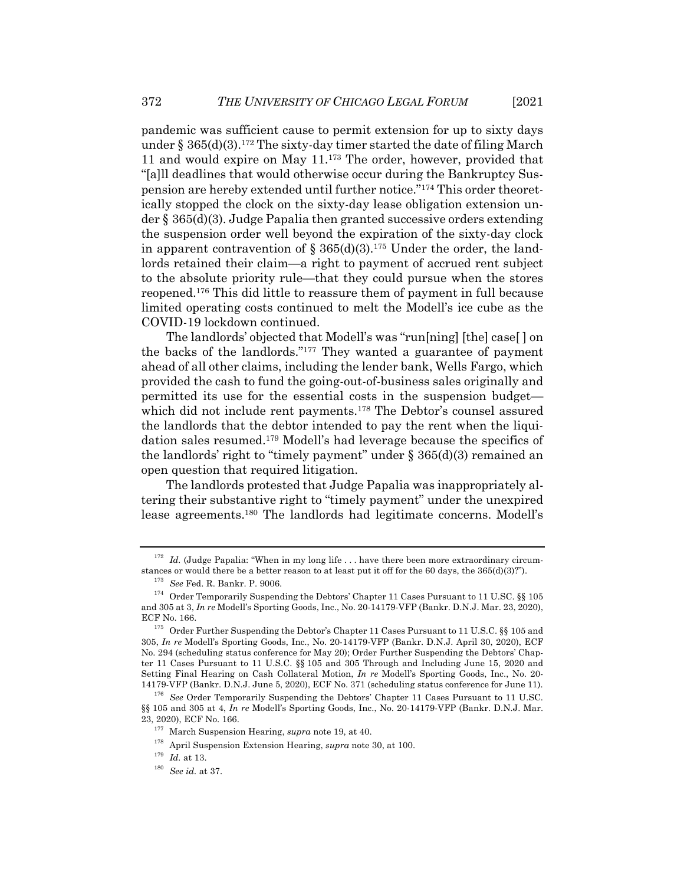pandemic was sufficient cause to permit extension for up to sixty days under § 365(d)(3).[172] The sixty-day timer started the date of filing March 11 and would expire on May 11.[173] The order, however, provided that "[a]ll deadlines that would otherwise occur during the Bankruptcy Suspension are hereby extended until further notice."[174] This order theoretically stopped the clock on the sixty-day lease obligation extension under § 365(d)(3). Judge Papalia then granted successive orders extending the suspension order well beyond the expiration of the sixty-day clock in apparent contravention of § 365(d)(3).[175] Under the order, the landlords retained their claim—a right to payment of accrued rent subject to the absolute priority rule—that they could pursue when the stores reopened.[176] This did little to reassure them of payment in full because limited operating costs continued to melt the Modell's ice cube as the COVID-19 lockdown continued.

The landlords' objected that Modell's was "run[ning] [the] case[ ] on the backs of the landlords."[177] They wanted a guarantee of payment ahead of all other claims, including the lender bank, Wells Fargo, which provided the cash to fund the going-out-of-business sales originally and permitted its use for the essential costs in the suspension budget—which did not include rent payments.[178] The Debtor's counsel assured the landlords that the debtor intended to pay the rent when the liquidation sales resumed.[179] Modell's had leverage because the specifics of the landlords' right to "timely payment" under § 365(d)(3) remained an open question that required litigation.

The landlords protested that Judge Papalia was inappropriately altering their substantive right to "timely payment" under the unexpired lease agreements.[180] The landlords had legitimate concerns. Modell's

---

[172] *Id.* (Judge Papalia: "When in my long life . . . have there been more extraordinary circumstances or would there be a better reason to at least put it off for the 60 days, the 365(d)(3)?").

[173] *See* Fed. R. Bankr. P. 9006.

[174] Order Temporarily Suspending the Debtors' Chapter 11 Cases Pursuant to 11 U.SC. §§ 105 and 305 at 3, *In re* Modell's Sporting Goods, Inc., No. 20-14179-VFP (Bankr. D.N.J. Mar. 23, 2020), ECF No. 166.

[175] Order Further Suspending the Debtor's Chapter 11 Cases Pursuant to 11 U.S.C. §§ 105 and 305, *In re* Modell's Sporting Goods, Inc., No. 20-14179-VFP (Bankr. D.N.J. April 30, 2020), ECF No. 294 (scheduling status conference for May 20); Order Further Suspending the Debtors' Chapter 11 Cases Pursuant to 11 U.S.C. §§ 105 and 305 Through and Including June 15, 2020 and Setting Final Hearing on Cash Collateral Motion, *In re* Modell's Sporting Goods, Inc., No. 20-14179-VFP (Bankr. D.N.J. June 5, 2020), ECF No. 371 (scheduling status conference for June 11).

[176] *See* Order Temporarily Suspending the Debtors' Chapter 11 Cases Pursuant to 11 U.SC. §§ 105 and 305 at 4, *In re* Modell's Sporting Goods, Inc., No. 20-14179-VFP (Bankr. D.N.J. Mar. 23, 2020), ECF No. 166.

[177] March Suspension Hearing, *supra* note 19, at 40.

[178] April Suspension Extension Hearing, *supra* note 30, at 100.

[179] *Id.* at 13.

[180] *See id.* at 37.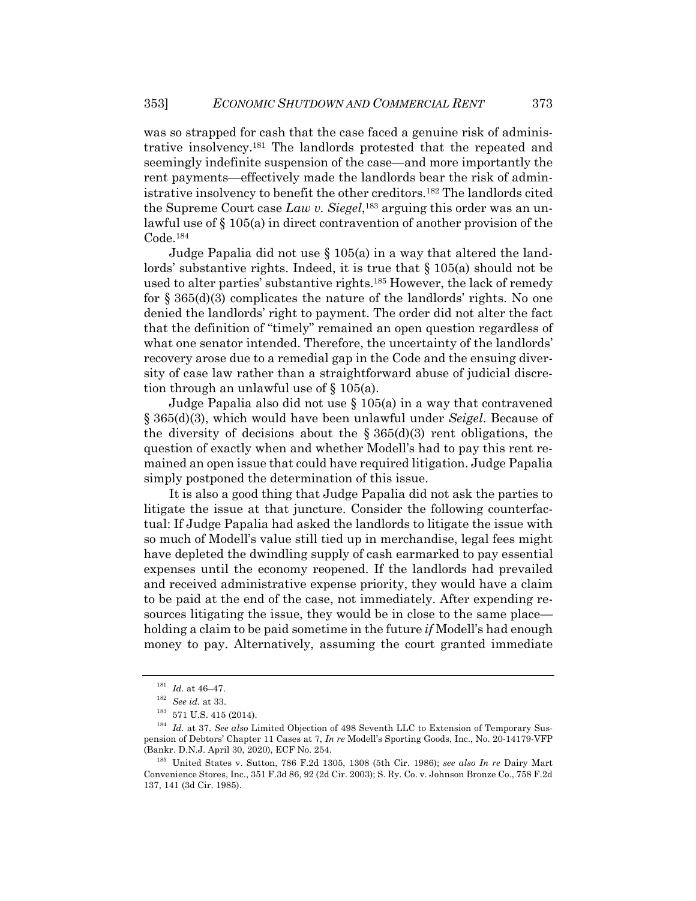was so strapped for cash that the case faced a genuine risk of administrative insolvency.[181] The landlords protested that the repeated and seemingly indefinite suspension of the case—and more importantly the rent payments—effectively made the landlords bear the risk of administrative insolvency to benefit the other creditors.[182] The landlords cited the Supreme Court case *Law v. Siegel*,[183] arguing this order was an unlawful use of § 105(a) in direct contravention of another provision of the Code.[184]

Judge Papalia did not use § 105(a) in a way that altered the landlords' substantive rights. Indeed, it is true that § 105(a) should not be used to alter parties' substantive rights.[185] However, the lack of remedy for § 365(d)(3) complicates the nature of the landlords' rights. No one denied the landlords' right to payment. The order did not alter the fact that the definition of "timely" remained an open question regardless of what one senator intended. Therefore, the uncertainty of the landlords' recovery arose due to a remedial gap in the Code and the ensuing diversity of case law rather than a straightforward abuse of judicial discretion through an unlawful use of § 105(a).

Judge Papalia also did not use § 105(a) in a way that contravened § 365(d)(3), which would have been unlawful under *Seigel*. Because of the diversity of decisions about the § 365(d)(3) rent obligations, the question of exactly when and whether Modell's had to pay this rent remained an open issue that could have required litigation. Judge Papalia simply postponed the determination of this issue.

It is also a good thing that Judge Papalia did not ask the parties to litigate the issue at that juncture. Consider the following counterfactual: If Judge Papalia had asked the landlords to litigate the issue with so much of Modell's value still tied up in merchandise, legal fees might have depleted the dwindling supply of cash earmarked to pay essential expenses until the economy reopened. If the landlords had prevailed and received administrative expense priority, they would have a claim to be paid at the end of the case, not immediately. After expending resources litigating the issue, they would be in close to the same place—holding a claim to be paid sometime in the future *if* Modell's had enough money to pay. Alternatively, assuming the court granted immediate

---

[181] *Id.* at 46–47.

[182] *See id.* at 33.

[183] 571 U.S. 415 (2014).

[184] *Id.* at 37. *See also* Limited Objection of 498 Seventh LLC to Extension of Temporary Suspension of Debtors' Chapter 11 Cases at 7, *In re* Modell's Sporting Goods, Inc., No. 20-14179-VFP (Bankr. D.N.J. April 30, 2020), ECF No. 254.

[185] United States v. Sutton, 786 F.2d 1305, 1308 (5th Cir. 1986); *see also In re* Dairy Mart Convenience Stores, Inc., 351 F.3d 86, 92 (2d Cir. 2003); S. Ry. Co. v. Johnson Bronze Co., 758 F.2d 137, 141 (3d Cir. 1985).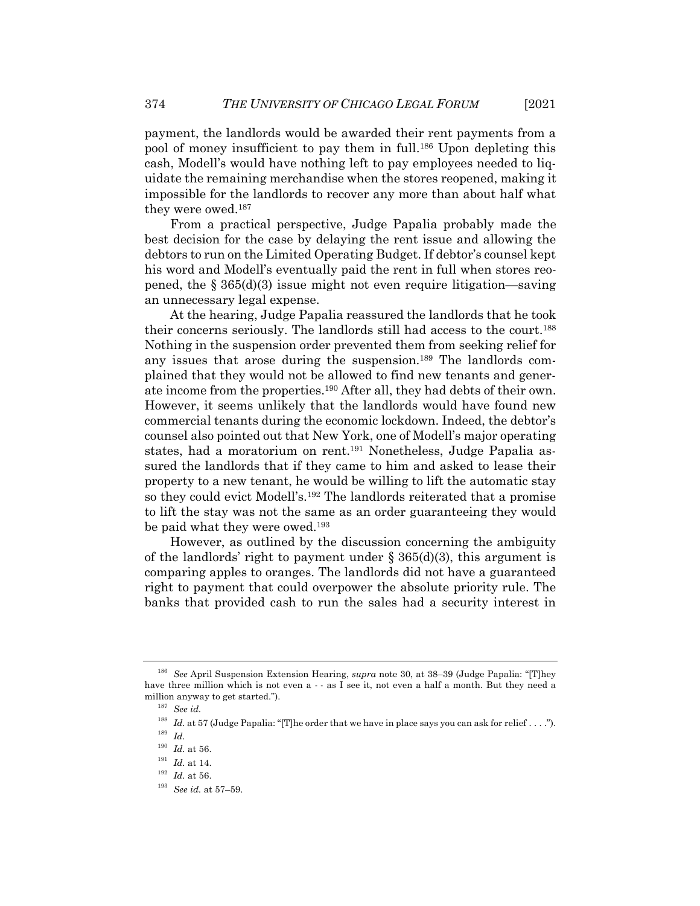payment, the landlords would be awarded their rent payments from a pool of money insufficient to pay them in full.[186] Upon depleting this cash, Modell's would have nothing left to pay employees needed to liquidate the remaining merchandise when the stores reopened, making it impossible for the landlords to recover any more than about half what they were owed.[187]

From a practical perspective, Judge Papalia probably made the best decision for the case by delaying the rent issue and allowing the debtors to run on the Limited Operating Budget. If debtor's counsel kept his word and Modell's eventually paid the rent in full when stores reopened, the § 365(d)(3) issue might not even require litigation—saving an unnecessary legal expense.

At the hearing, Judge Papalia reassured the landlords that he took their concerns seriously. The landlords still had access to the court.[188] Nothing in the suspension order prevented them from seeking relief for any issues that arose during the suspension.[189] The landlords complained that they would not be allowed to find new tenants and generate income from the properties.[190] After all, they had debts of their own. However, it seems unlikely that the landlords would have found new commercial tenants during the economic lockdown. Indeed, the debtor's counsel also pointed out that New York, one of Modell's major operating states, had a moratorium on rent.[191] Nonetheless, Judge Papalia assured the landlords that if they came to him and asked to lease their property to a new tenant, he would be willing to lift the automatic stay so they could evict Modell's.[192] The landlords reiterated that a promise to lift the stay was not the same as an order guaranteeing they would be paid what they were owed.[193]

However, as outlined by the discussion concerning the ambiguity of the landlords' right to payment under § 365(d)(3), this argument is comparing apples to oranges. The landlords did not have a guaranteed right to payment that could overpower the absolute priority rule. The banks that provided cash to run the sales had a security interest in

---

[186] *See* April Suspension Extension Hearing, *supra* note 30, at 38–39 (Judge Papalia: "[T]hey have three million which is not even a - - as I see it, not even a half a month. But they need a million anyway to get started.").

[187] *See id.*

[188] *Id.* at 57 (Judge Papalia: "[T]he order that we have in place says you can ask for relief . . . .").

[189] *Id.*

[190] *Id.* at 56.

[191] *Id.* at 14.

[192] *Id.* at 56.

[193] *See id.* at 57–59.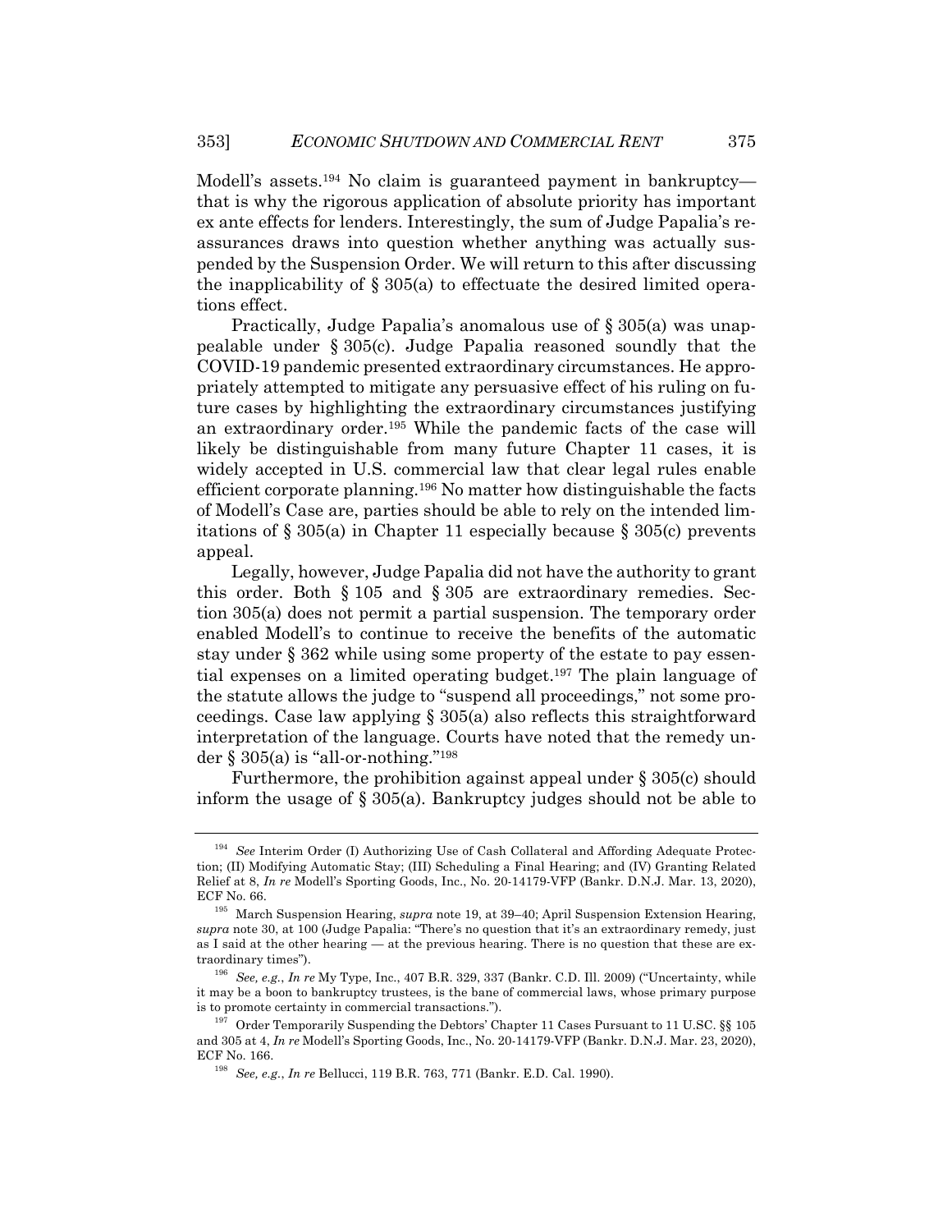Modell's assets.[194] No claim is guaranteed payment in bankruptcy—that is why the rigorous application of absolute priority has important ex ante effects for lenders. Interestingly, the sum of Judge Papalia's reassurances draws into question whether anything was actually suspended by the Suspension Order. We will return to this after discussing the inapplicability of § 305(a) to effectuate the desired limited operations effect.

Practically, Judge Papalia's anomalous use of § 305(a) was unappealable under § 305(c). Judge Papalia reasoned soundly that the COVID-19 pandemic presented extraordinary circumstances. He appropriately attempted to mitigate any persuasive effect of his ruling on future cases by highlighting the extraordinary circumstances justifying an extraordinary order.[195] While the pandemic facts of the case will likely be distinguishable from many future Chapter 11 cases, it is widely accepted in U.S. commercial law that clear legal rules enable efficient corporate planning.[196] No matter how distinguishable the facts of Modell's Case are, parties should be able to rely on the intended limitations of § 305(a) in Chapter 11 especially because § 305(c) prevents appeal.

Legally, however, Judge Papalia did not have the authority to grant this order. Both § 105 and § 305 are extraordinary remedies. Section 305(a) does not permit a partial suspension. The temporary order enabled Modell's to continue to receive the benefits of the automatic stay under § 362 while using some property of the estate to pay essential expenses on a limited operating budget.[197] The plain language of the statute allows the judge to "suspend all proceedings," not some proceedings. Case law applying § 305(a) also reflects this straightforward interpretation of the language. Courts have noted that the remedy under § 305(a) is "all-or-nothing."[198]

Furthermore, the prohibition against appeal under § 305(c) should inform the usage of § 305(a). Bankruptcy judges should not be able to

---

[194] *See* Interim Order (I) Authorizing Use of Cash Collateral and Affording Adequate Protection; (II) Modifying Automatic Stay; (III) Scheduling a Final Hearing; and (IV) Granting Related Relief at 8, *In re* Modell's Sporting Goods, Inc., No. 20-14179-VFP (Bankr. D.N.J. Mar. 13, 2020), ECF No. 66.

[195] March Suspension Hearing, *supra* note 19, at 39–40; April Suspension Extension Hearing, *supra* note 30, at 100 (Judge Papalia: "There's no question that it's an extraordinary remedy, just as I said at the other hearing — at the previous hearing. There is no question that these are extraordinary times").

[196] *See, e.g.*, *In re* My Type, Inc., 407 B.R. 329, 337 (Bankr. C.D. Ill. 2009) ("Uncertainty, while it may be a boon to bankruptcy trustees, is the bane of commercial laws, whose primary purpose is to promote certainty in commercial transactions.").

[197] Order Temporarily Suspending the Debtors' Chapter 11 Cases Pursuant to 11 U.SC. §§ 105 and 305 at 4, *In re* Modell's Sporting Goods, Inc., No. 20-14179-VFP (Bankr. D.N.J. Mar. 23, 2020), ECF No. 166.

[198] *See, e.g.*, *In re* Bellucci, 119 B.R. 763, 771 (Bankr. E.D. Cal. 1990).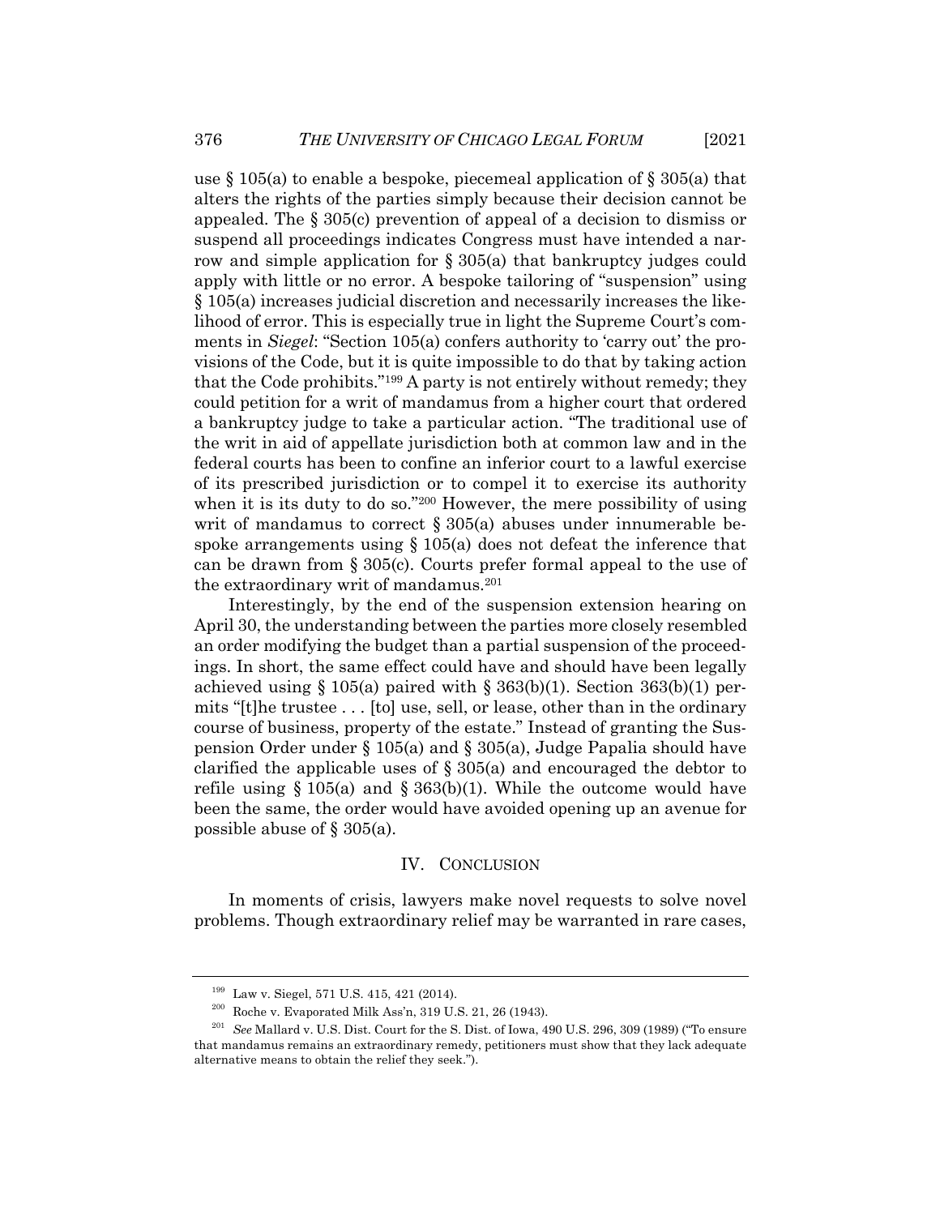use § 105(a) to enable a bespoke, piecemeal application of § 305(a) that alters the rights of the parties simply because their decision cannot be appealed. The § 305(c) prevention of appeal of a decision to dismiss or suspend all proceedings indicates Congress must have intended a narrow and simple application for § 305(a) that bankruptcy judges could apply with little or no error. A bespoke tailoring of "suspension" using § 105(a) increases judicial discretion and necessarily increases the likelihood of error. This is especially true in light the Supreme Court's comments in *Siegel*: "Section 105(a) confers authority to 'carry out' the provisions of the Code, but it is quite impossible to do that by taking action that the Code prohibits."[199] A party is not entirely without remedy; they could petition for a writ of mandamus from a higher court that ordered a bankruptcy judge to take a particular action. "The traditional use of the writ in aid of appellate jurisdiction both at common law and in the federal courts has been to confine an inferior court to a lawful exercise of its prescribed jurisdiction or to compel it to exercise its authority when it is its duty to do so."[200] However, the mere possibility of using writ of mandamus to correct § 305(a) abuses under innumerable bespoke arrangements using § 105(a) does not defeat the inference that can be drawn from § 305(c). Courts prefer formal appeal to the use of the extraordinary writ of mandamus.[201]

Interestingly, by the end of the suspension extension hearing on April 30, the understanding between the parties more closely resembled an order modifying the budget than a partial suspension of the proceedings. In short, the same effect could have and should have been legally achieved using § 105(a) paired with § 363(b)(1). Section 363(b)(1) permits "[t]he trustee . . . [to] use, sell, or lease, other than in the ordinary course of business, property of the estate." Instead of granting the Suspension Order under § 105(a) and § 305(a), Judge Papalia should have clarified the applicable uses of § 305(a) and encouraged the debtor to refile using § 105(a) and § 363(b)(1). While the outcome would have been the same, the order would have avoided opening up an avenue for possible abuse of § 305(a).

## IV. CONCLUSION

In moments of crisis, lawyers make novel requests to solve novel problems. Though extraordinary relief may be warranted in rare cases,

---

[199] Law v. Siegel, 571 U.S. 415, 421 (2014).

[200] Roche v. Evaporated Milk Ass'n, 319 U.S. 21, 26 (1943).

[201] *See* Mallard v. U.S. Dist. Court for the S. Dist. of Iowa, 490 U.S. 296, 309 (1989) ("To ensure that mandamus remains an extraordinary remedy, petitioners must show that they lack adequate alternative means to obtain the relief they seek.").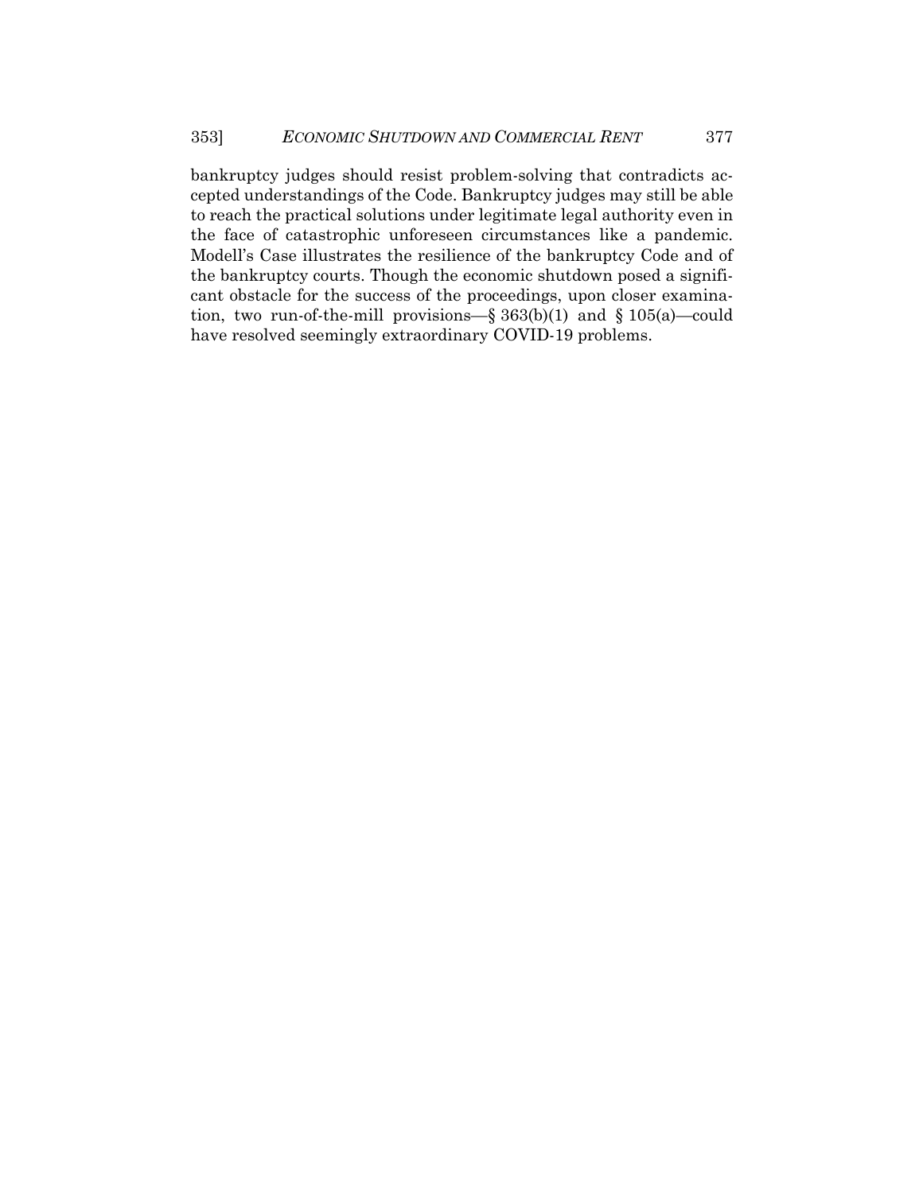bankruptcy judges should resist problem-solving that contradicts accepted understandings of the Code. Bankruptcy judges may still be able to reach the practical solutions under legitimate legal authority even in the face of catastrophic unforeseen circumstances like a pandemic. Modell's Case illustrates the resilience of the bankruptcy Code and of the bankruptcy courts. Though the economic shutdown posed a significant obstacle for the success of the proceedings, upon closer examination, two run-of-the-mill provisions—§ 363(b)(1) and § 105(a)—could have resolved seemingly extraordinary COVID-19 problems.